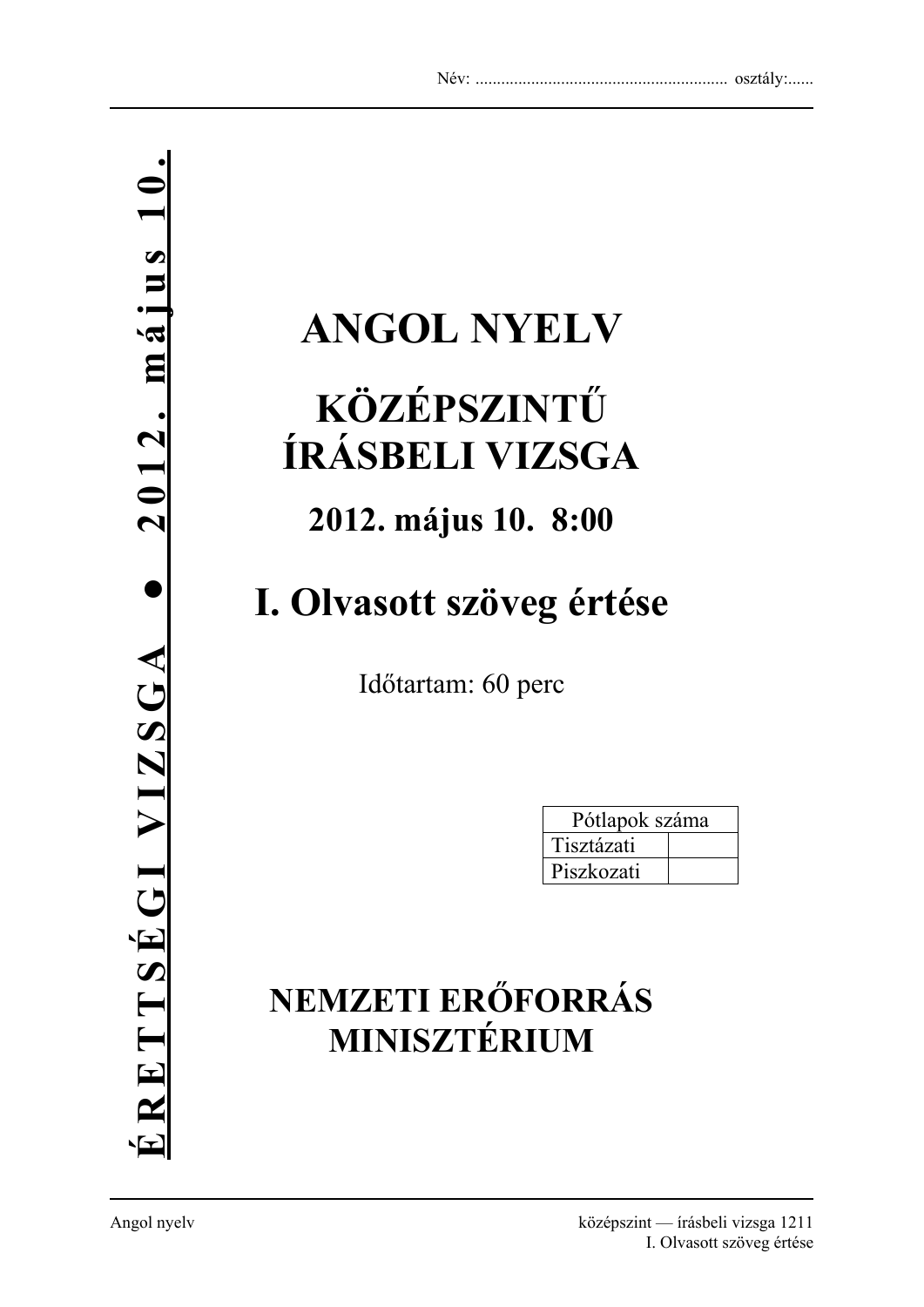Név: ........................................................... osztály:......

**ÉRETTSÉGI VIZSGA • 2012. május 10.**

# ANGOL NYELV

## KÖZÉPSZINTŰ ÍRÁSBELI VIZSGA

### 2012. május 10. 8:00

## I. Olvasott szöveg értése

Időtartam: 60 perc

| Pótlapok száma | |
|---|---|
| Tisztázati | |
| Piszkozati | |

**NEMZETI ERŐFORRÁS MINISZTÉRIUM**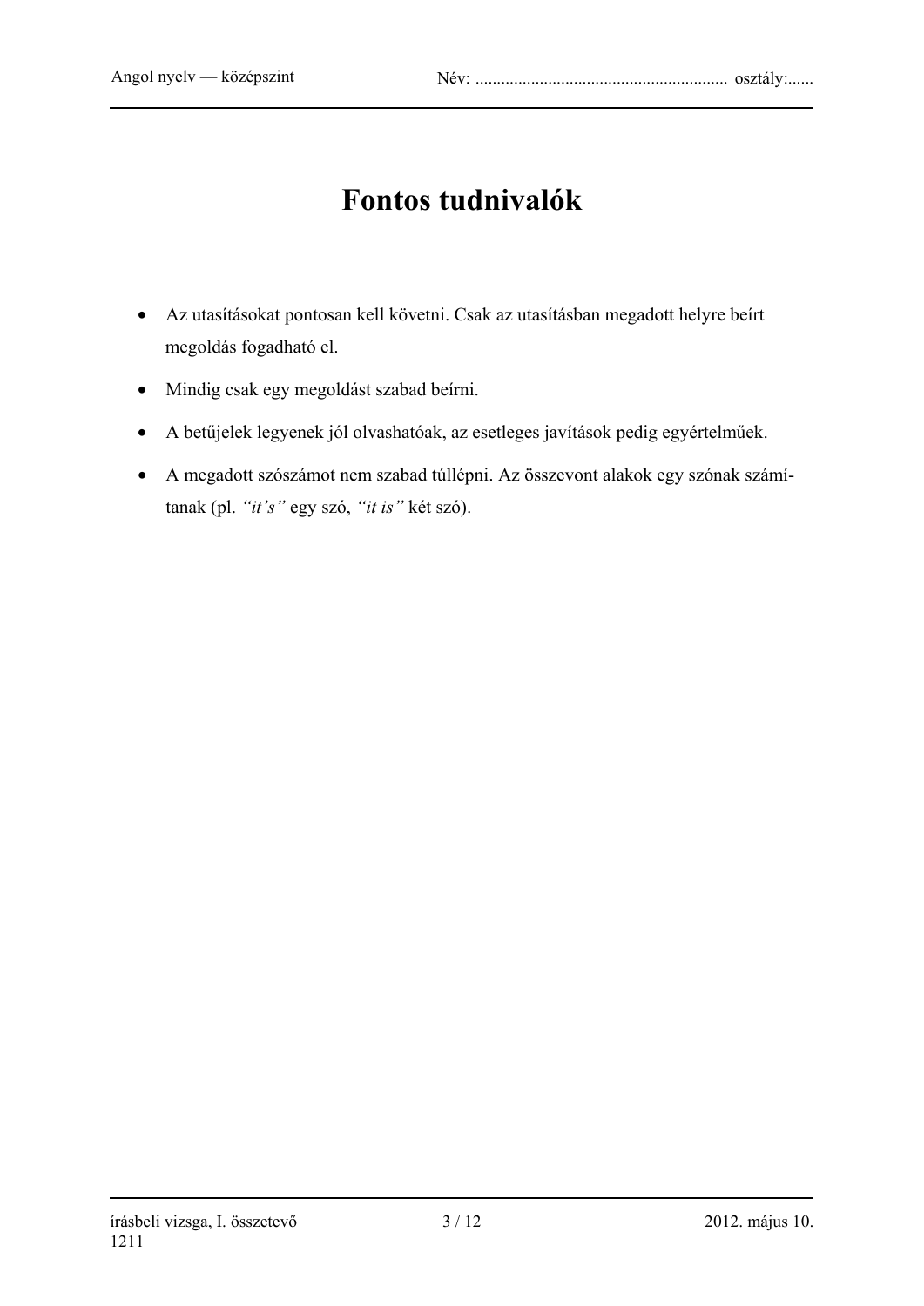# Fontos tudnivalók

- Az utasításokat pontosan kell követni. Csak az utasításban megadott helyre beírt megoldás fogadható el.
- Mindig csak egy megoldást szabad beírni.
- A betűjelek legyenek jól olvashatóak, az esetleges javítások pedig egyértelműek.
- A megadott szószámot nem szabad túllépni. Az összevont alakok egy szónak számítanak (pl. *"it's"* egy szó, *"it is"* két szó).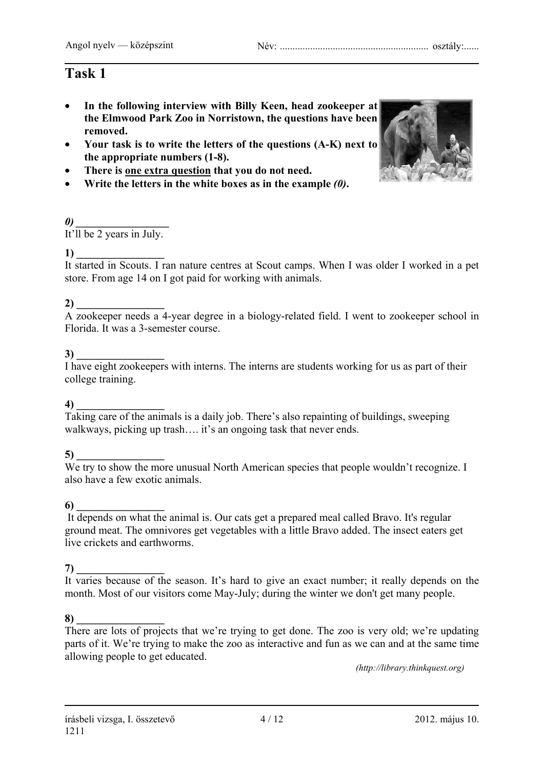# Task 1

- **In the following interview with Billy Keen, head zookeeper at the Elmwood Park Zoo in Norristown, the questions have been removed.**
- **Your task is to write the letters of the questions (A-K) next to the appropriate numbers (1-8).**
- **There is one extra question that you do not need.**
- **Write the letters in the white boxes as in the example *(0)*.**

***0)*** **________________**
It'll be 2 years in July.

**1) ________________**
It started in Scouts. I ran nature centres at Scout camps. When I was older I worked in a pet store. From age 14 on I got paid for working with animals.

**2) ________________**
A zookeeper needs a 4-year degree in a biology-related field. I went to zookeeper school in Florida. It was a 3-semester course.

**3) ________________**
I have eight zookeepers with interns. The interns are students working for us as part of their college training.

**4) ________________**
Taking care of the animals is a daily job. There's also repainting of buildings, sweeping walkways, picking up trash…. it's an ongoing task that never ends.

**5) ________________**
We try to show the more unusual North American species that people wouldn't recognize. I also have a few exotic animals.

**6) ________________**
It depends on what the animal is. Our cats get a prepared meal called Bravo. It's regular ground meat. The omnivores get vegetables with a little Bravo added. The insect eaters get live crickets and earthworms.

**7) ________________**
It varies because of the season. It's hard to give an exact number; it really depends on the month. Most of our visitors come May-July; during the winter we don't get many people.

**8) ________________**
There are lots of projects that we're trying to get done. The zoo is very old; we're updating parts of it. We're trying to make the zoo as interactive and fun as we can and at the same time allowing people to get educated.

*(http://library.thinkquest.org)*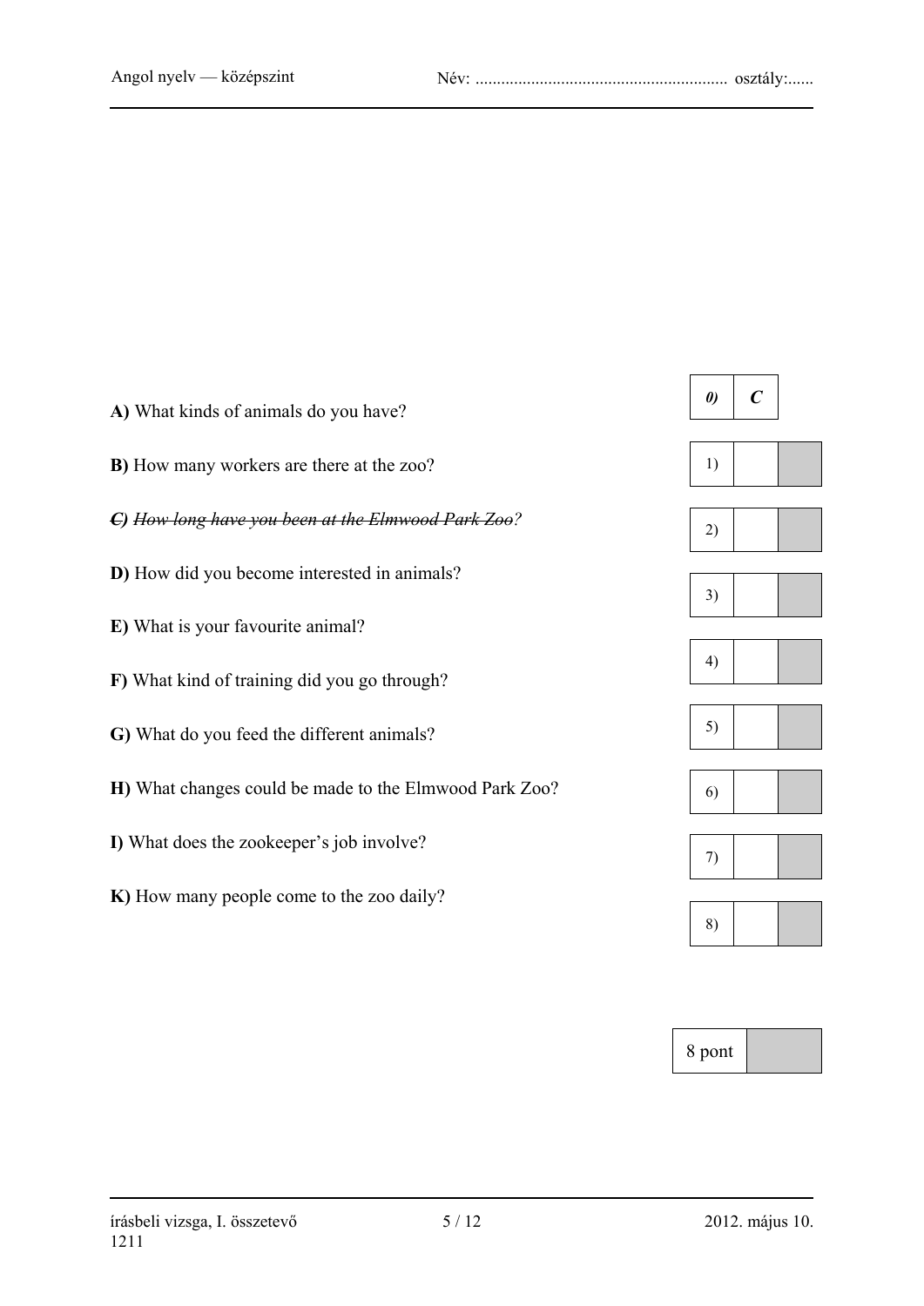**A)** What kinds of animals do you have?

**B)** How many workers are there at the zoo?

~~***C)*** *How long have you been at the Elmwood Park Zoo?*~~

**D)** How did you become interested in animals?

**E)** What is your favourite animal?

**F)** What kind of training did you go through?

**G)** What do you feed the different animals?

**H)** What changes could be made to the Elmwood Park Zoo?

**I)** What does the zookeeper's job involve?

**K)** How many people come to the zoo daily?

| | | |
|---|---|---|
| ***0)*** | ***C*** | |
| 1) | | |
| 2) | | |
| 3) | | |
| 4) | | |
| 5) | | |
| 6) | | |
| 7) | | |
| 8) | | |

| 8 pont | |
|---|---|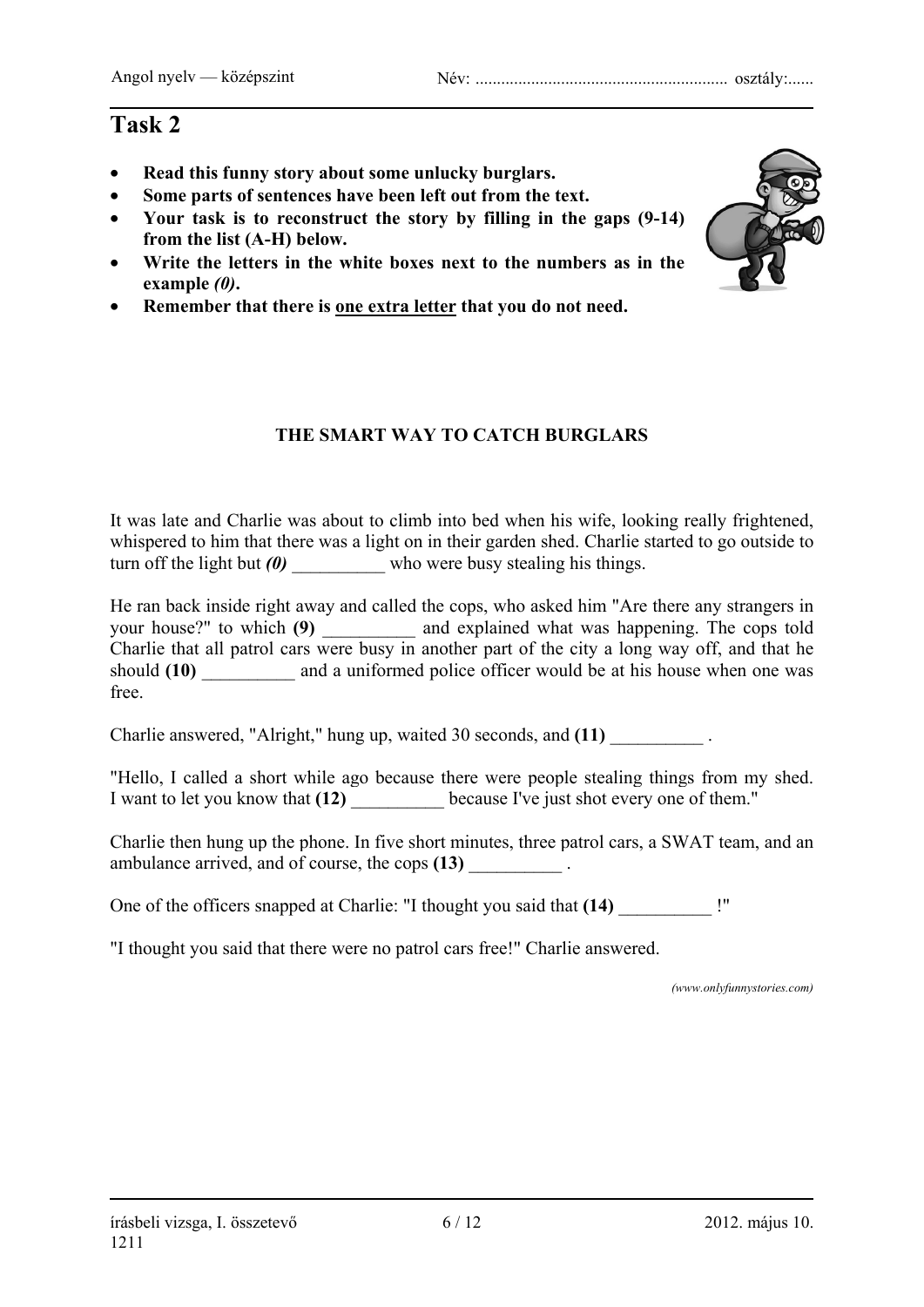# Task 2

- **Read this funny story about some unlucky burglars.**
- **Some parts of sentences have been left out from the text.**
- **Your task is to reconstruct the story by filling in the gaps (9-14) from the list (A-H) below.**
- **Write the letters in the white boxes next to the numbers as in the example *(0)*.**
- **Remember that there is <u>one extra letter</u> that you do not need.**

## THE SMART WAY TO CATCH BURGLARS

It was late and Charlie was about to climb into bed when his wife, looking really frightened, whispered to him that there was a light on in their garden shed. Charlie started to go outside to turn off the light but ***(0)*** __________ who were busy stealing his things.

He ran back inside right away and called the cops, who asked him "Are there any strangers in your house?" to which **(9)** __________ and explained what was happening. The cops told Charlie that all patrol cars were busy in another part of the city a long way off, and that he should **(10)** __________ and a uniformed police officer would be at his house when one was free.

Charlie answered, "Alright," hung up, waited 30 seconds, and **(11)** __________ .

"Hello, I called a short while ago because there were people stealing things from my shed. I want to let you know that **(12)** __________ because I've just shot every one of them."

Charlie then hung up the phone. In five short minutes, three patrol cars, a SWAT team, and an ambulance arrived, and of course, the cops **(13)** __________ .

One of the officers snapped at Charlie: "I thought you said that **(14)** __________ !"

"I thought you said that there were no patrol cars free!" Charlie answered.

*(www.onlyfunnystories.com)*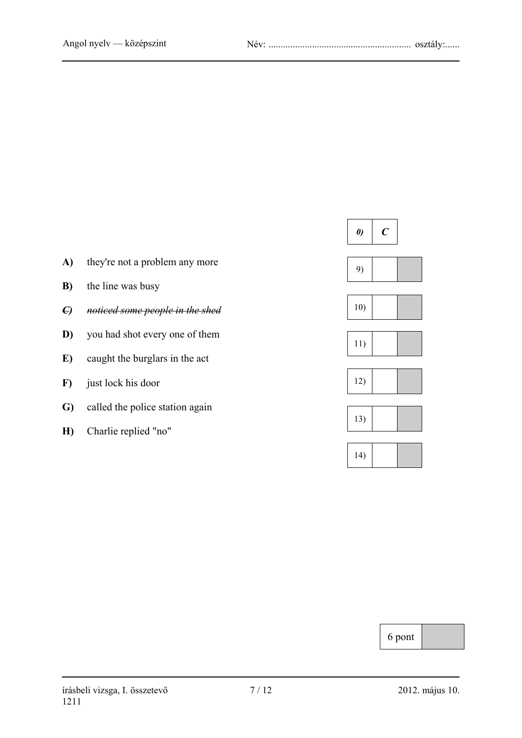| 0) | *C* |
|---|---|

- **A)** they're not a problem any more
- **B)** the line was busy
- ~~***C)*** *noticed some people in the shed*~~
- **D)** you had shot every one of them
- **E)** caught the burglars in the act
- **F)** just lock his door
- **G)** called the police station again
- **H)** Charlie replied "no"

| | | |
|---|---|---|
| 9) | | |
| 10) | | |
| 11) | | |
| 12) | | |
| 13) | | |
| 14) | | |

| 6 pont | |
|---|---|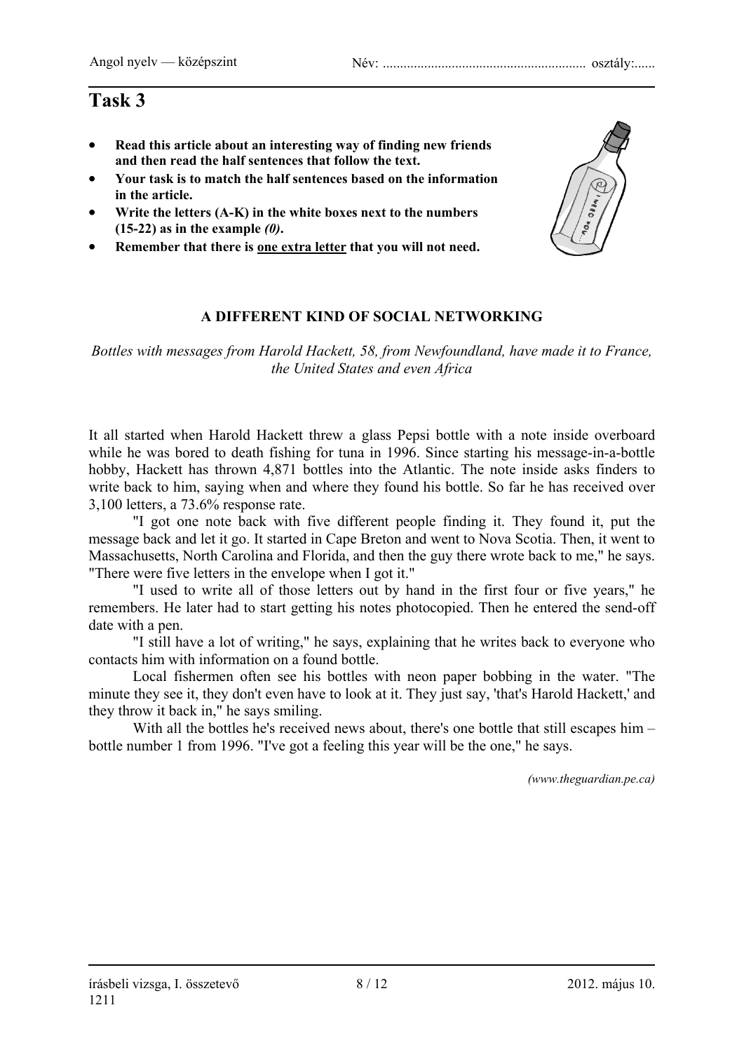# Task 3

- **Read this article about an interesting way of finding new friends and then read the half sentences that follow the text.**
- **Your task is to match the half sentences based on the information in the article.**
- **Write the letters (A-K) in the white boxes next to the numbers (15-22) as in the example *(0)*.**
- **Remember that there is one extra letter that you will not need.**

### A DIFFERENT KIND OF SOCIAL NETWORKING

*Bottles with messages from Harold Hackett, 58, from Newfoundland, have made it to France, the United States and even Africa*

It all started when Harold Hackett threw a glass Pepsi bottle with a note inside overboard while he was bored to death fishing for tuna in 1996. Since starting his message-in-a-bottle hobby, Hackett has thrown 4,871 bottles into the Atlantic. The note inside asks finders to write back to him, saying when and where they found his bottle. So far he has received over 3,100 letters, a 73.6% response rate.

"I got one note back with five different people finding it. They found it, put the message back and let it go. It started in Cape Breton and went to Nova Scotia. Then, it went to Massachusetts, North Carolina and Florida, and then the guy there wrote back to me," he says. "There were five letters in the envelope when I got it."

"I used to write all of those letters out by hand in the first four or five years," he remembers. He later had to start getting his notes photocopied. Then he entered the send-off date with a pen.

"I still have a lot of writing," he says, explaining that he writes back to everyone who contacts him with information on a found bottle.

Local fishermen often see his bottles with neon paper bobbing in the water. "The minute they see it, they don't even have to look at it. They just say, 'that's Harold Hackett,' and they throw it back in," he says smiling.

With all the bottles he's received news about, there's one bottle that still escapes him – bottle number 1 from 1996. "I've got a feeling this year will be the one," he says.

*(www.theguardian.pe.ca)*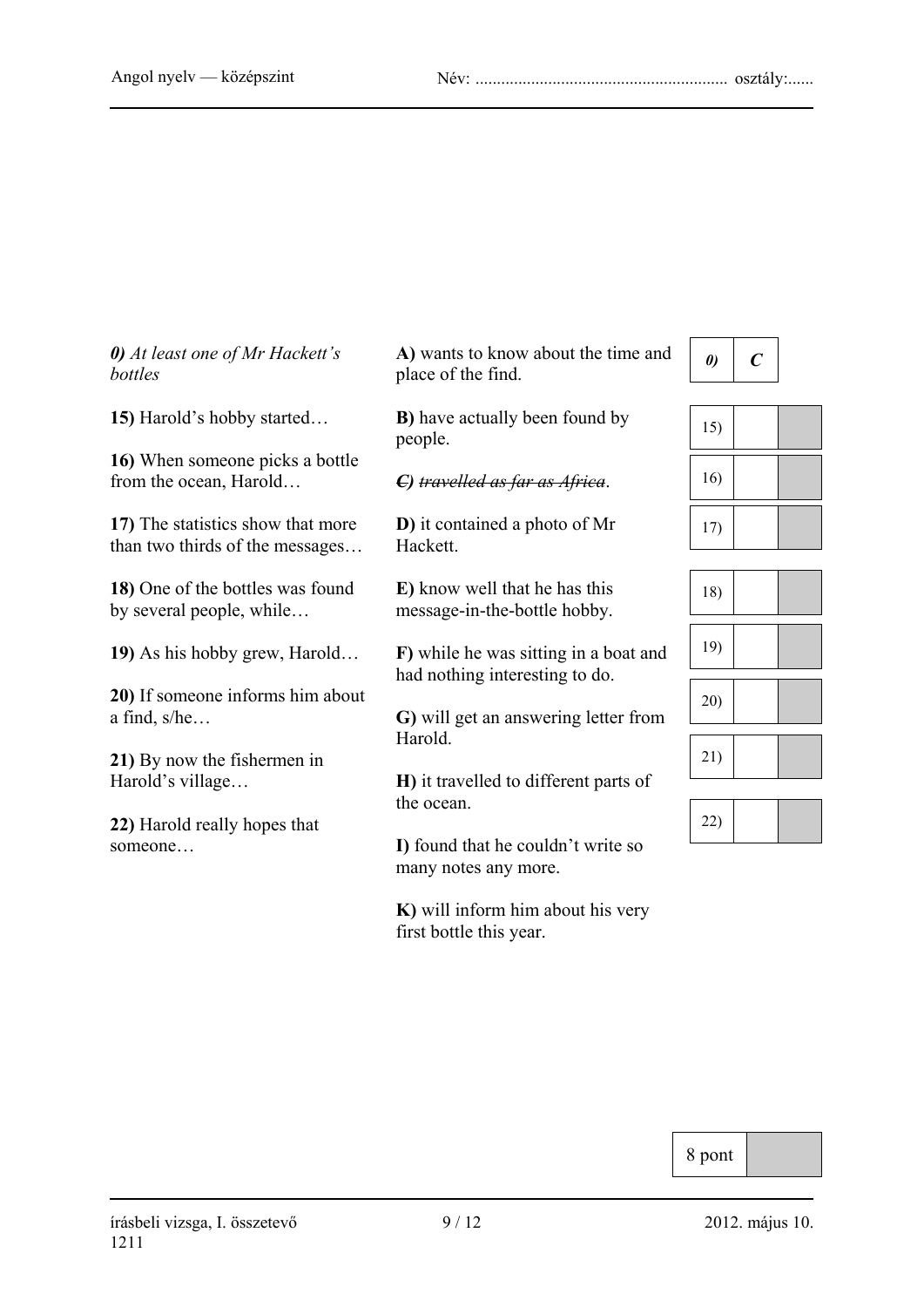*0) At least one of Mr Hackett's bottles*

15) Harold's hobby started…

16) When someone picks a bottle from the ocean, Harold…

17) The statistics show that more than two thirds of the messages…

18) One of the bottles was found by several people, while…

19) As his hobby grew, Harold…

20) If someone informs him about a find, s/he…

21) By now the fishermen in Harold's village…

22) Harold really hopes that someone…

**A)** wants to know about the time and place of the find.

**B)** have actually been found by people.

~~***C)*** *travelled as far as Africa*~~.

**D)** it contained a photo of Mr Hackett.

**E)** know well that he has this message-in-the-bottle hobby.

**F)** while he was sitting in a boat and had nothing interesting to do.

**G)** will get an answering letter from Harold.

**H)** it travelled to different parts of the ocean.

**I)** found that he couldn't write so many notes any more.

**K)** will inform him about his very first bottle this year.

| | | |
|---|---|---|
| *0)* | ***C*** | |
| 15) | | |
| 16) | | |
| 17) | | |
| 18) | | |
| 19) | | |
| 20) | | |
| 21) | | |
| 22) | | |

| 8 pont | |
|---|---|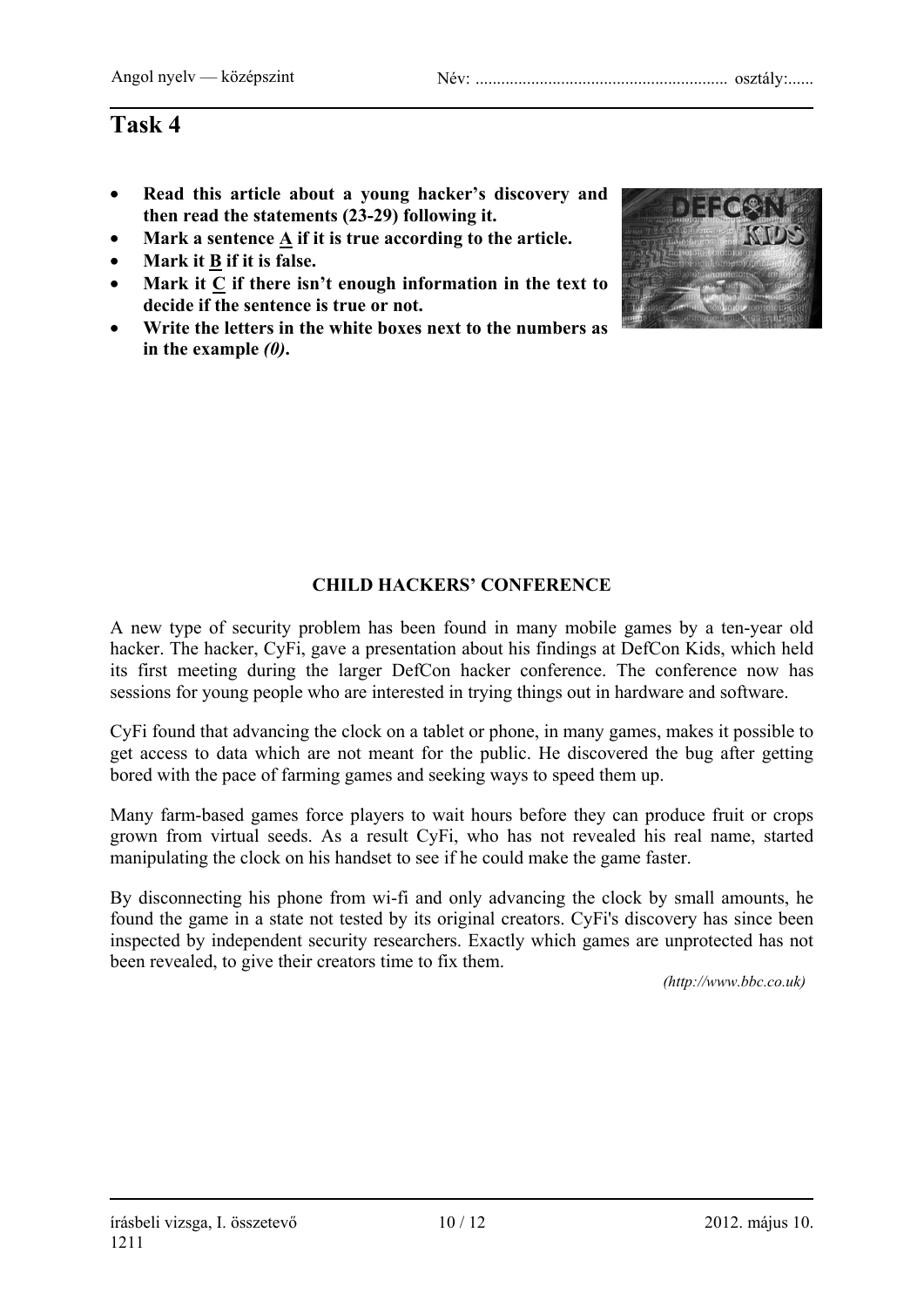# Task 4

- **Read this article about a young hacker's discovery and then read the statements (23-29) following it.**
- **Mark a sentence <u>A</u> if it is true according to the article.**
- **Mark it <u>B</u> if it is false.**
- **Mark it <u>C</u> if there isn't enough information in the text to decide if the sentence is true or not.**
- **Write the letters in the white boxes next to the numbers as in the example *(0)*.**

**CHILD HACKERS' CONFERENCE**

A new type of security problem has been found in many mobile games by a ten-year old hacker. The hacker, CyFi, gave a presentation about his findings at DefCon Kids, which held its first meeting during the larger DefCon hacker conference. The conference now has sessions for young people who are interested in trying things out in hardware and software.

CyFi found that advancing the clock on a tablet or phone, in many games, makes it possible to get access to data which are not meant for the public. He discovered the bug after getting bored with the pace of farming games and seeking ways to speed them up.

Many farm-based games force players to wait hours before they can produce fruit or crops grown from virtual seeds. As a result CyFi, who has not revealed his real name, started manipulating the clock on his handset to see if he could make the game faster.

By disconnecting his phone from wi-fi and only advancing the clock by small amounts, he found the game in a state not tested by its original creators. CyFi's discovery has since been inspected by independent security researchers. Exactly which games are unprotected has not been revealed, to give their creators time to fix them.

*(http://www.bbc.co.uk)*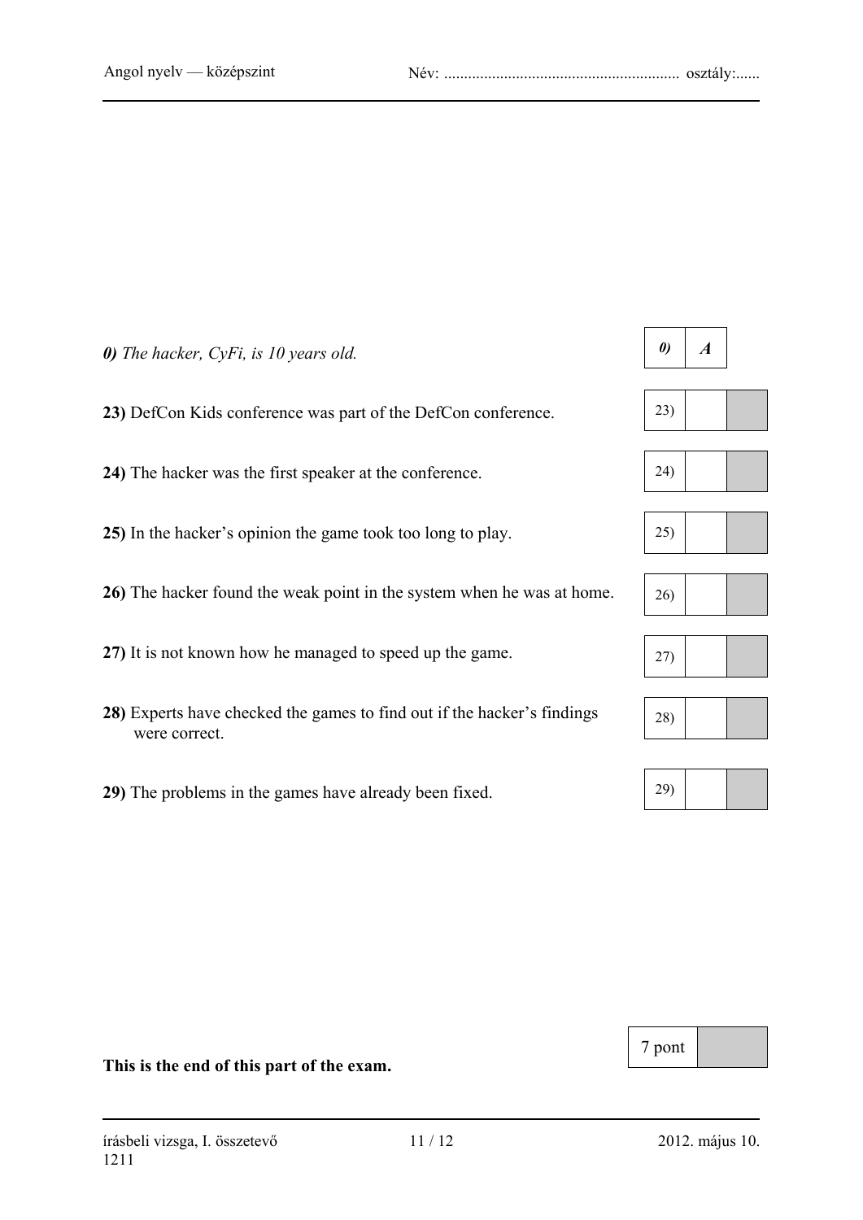*0) The hacker, CyFi, is 10 years old.*

| 0) | *A* |
|---|---|

**23)** DefCon Kids conference was part of the DefCon conference. | 23) | |

**24)** The hacker was the first speaker at the conference. | 24) | |

**25)** In the hacker's opinion the game took too long to play. | 25) | |

**26)** The hacker found the weak point in the system when he was at home. | 26) | |

**27)** It is not known how he managed to speed up the game. | 27) | |

**28)** Experts have checked the games to find out if the hacker's findings were correct. | 28) | |

**29)** The problems in the games have already been fixed. | 29) | |

| 7 pont | |
|---|---|

**This is the end of this part of the exam.**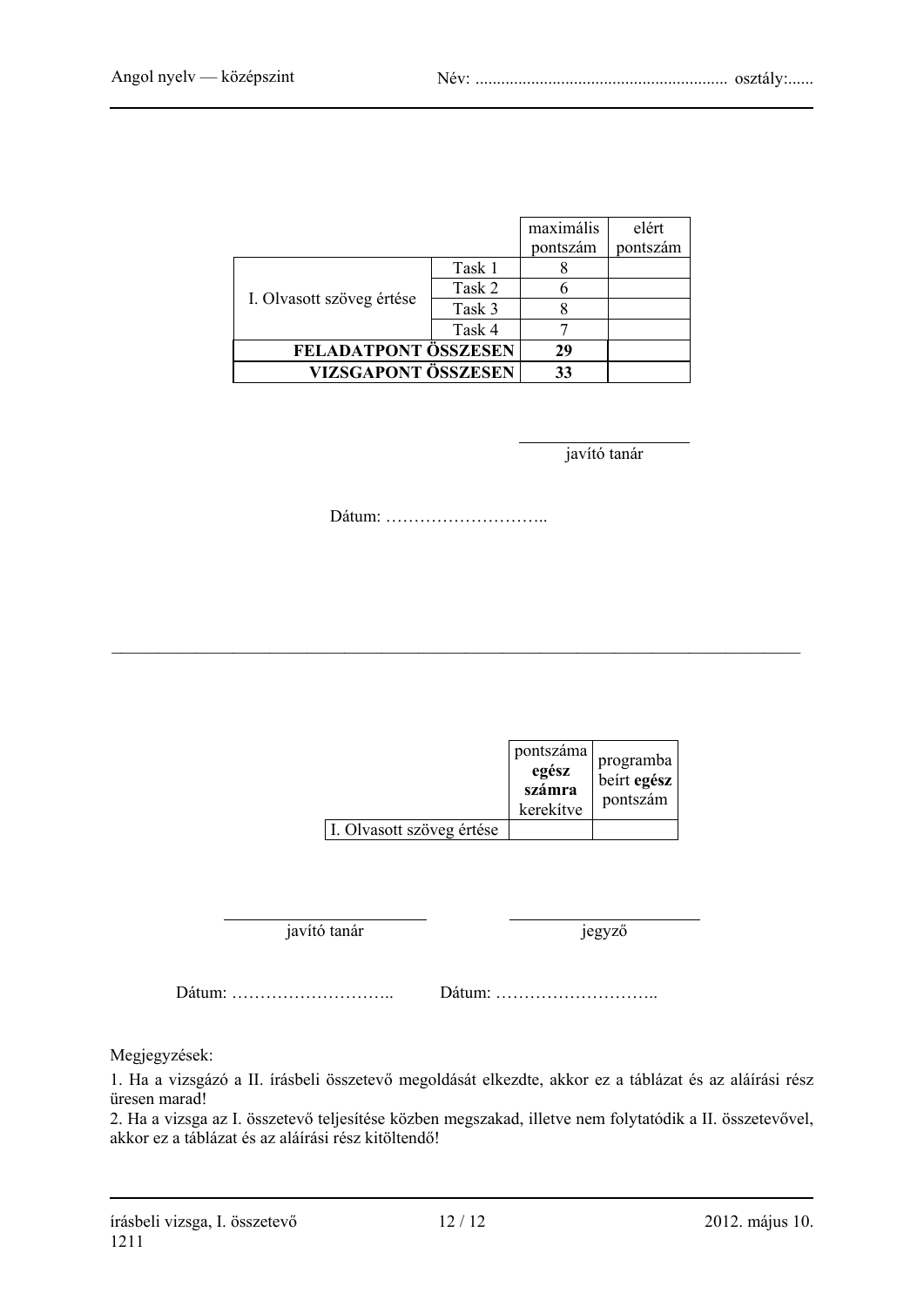| | | maximális pontszám | elért pontszám |
|---|---|---|---|
| I. Olvasott szöveg értése | Task 1 | 8 | |
| | Task 2 | 6 | |
| | Task 3 | 8 | |
| | Task 4 | 7 | |
| **FELADATPONT ÖSSZESEN** | | **29** | |
| **VIZSGAPONT ÖSSZESEN** | | **33** | |

javító tanár

Dátum: ………………………..

---

| | pontszáma **egész számra** kerekítve | programba beírt **egész** pontszám |
|---|---|---|
| I. Olvasott szöveg értése | | |

javító tanár

jegyző

Dátum: ……………………….. Dátum: ………………………..

Megjegyzések:

1. Ha a vizsgázó a II. írásbeli összetevő megoldását elkezdte, akkor ez a táblázat és az aláírási rész üresen marad!
2. Ha a vizsga az I. összetevő teljesítése közben megszakad, illetve nem folytatódik a II. összetevővel, akkor ez a táblázat és az aláírási rész kitöltendő!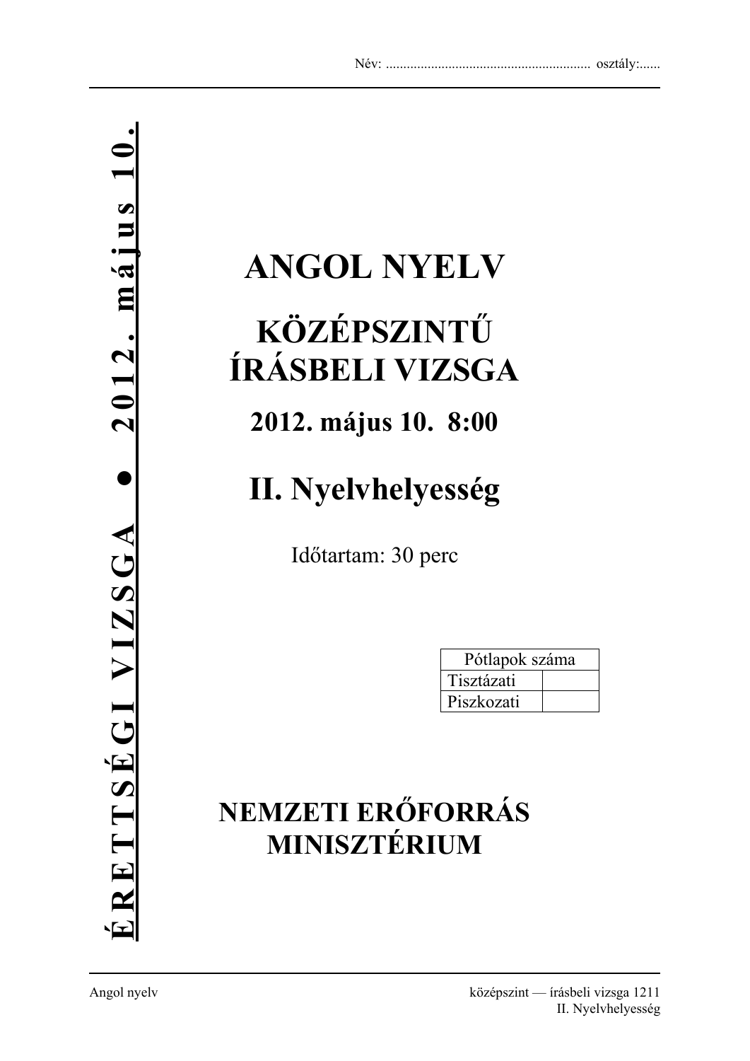Név: ........................................................... osztály:......

# ANGOL NYELV

## KÖZÉPSZINTŰ ÍRÁSBELI VIZSGA

### 2012. május 10. 8:00

## II. Nyelvhelyesség

Időtartam: 30 perc

| Pótlapok száma | |
|---|---|
| Tisztázati | |
| Piszkozati | |

**NEMZETI ERŐFORRÁS MINISZTÉRIUM**

ÉRETTSÉGI VIZSGA • 2012. május 10.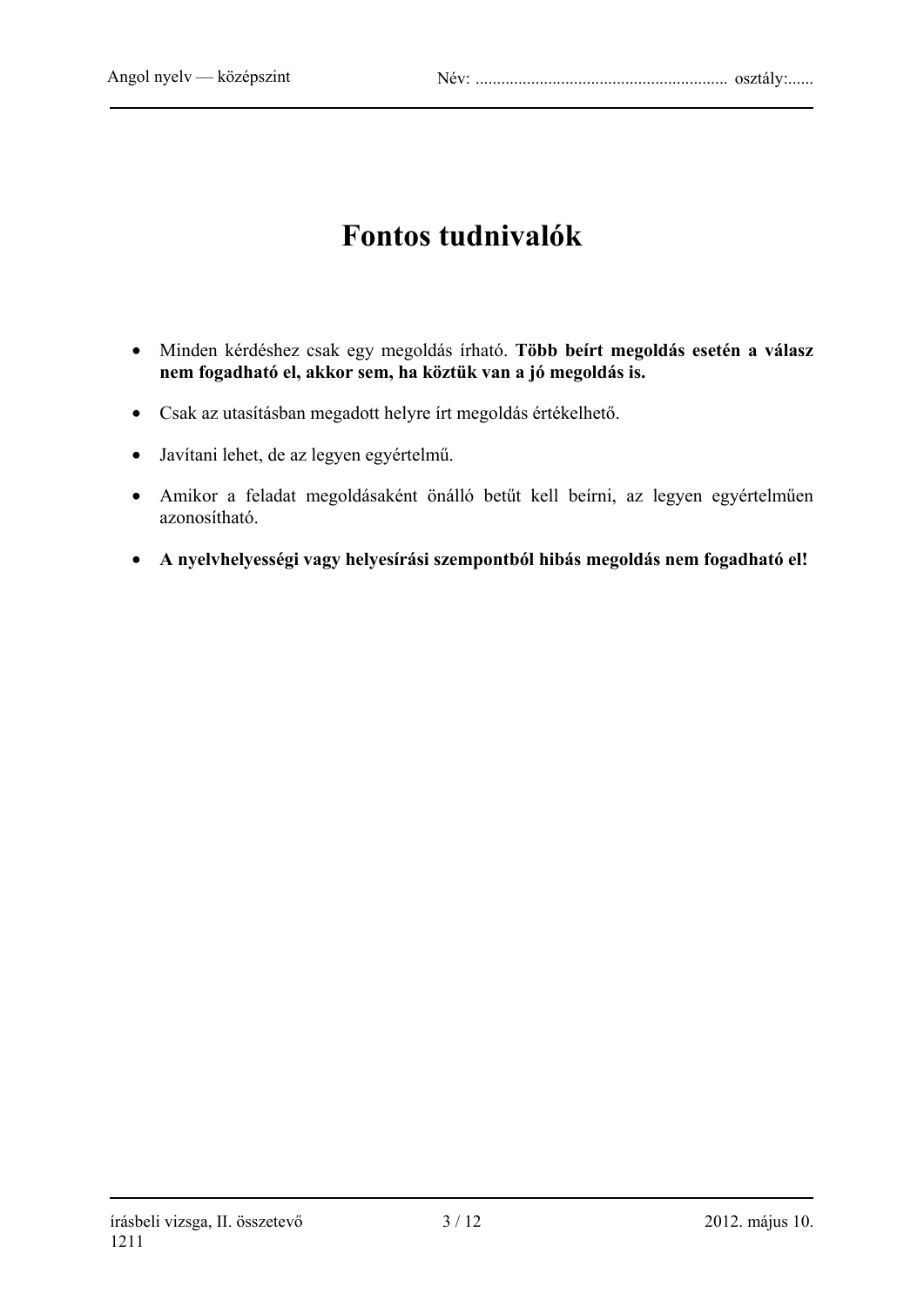# Fontos tudnivalók

- Minden kérdéshez csak egy megoldás írható. **Több beírt megoldás esetén a válasz nem fogadható el, akkor sem, ha köztük van a jó megoldás is.**
- Csak az utasításban megadott helyre írt megoldás értékelhető.
- Javítani lehet, de az legyen egyértelmű.
- Amikor a feladat megoldásaként önálló betűt kell beírni, az legyen egyértelműen azonosítható.
- **A nyelvhelyességi vagy helyesírási szempontból hibás megoldás nem fogadható el!**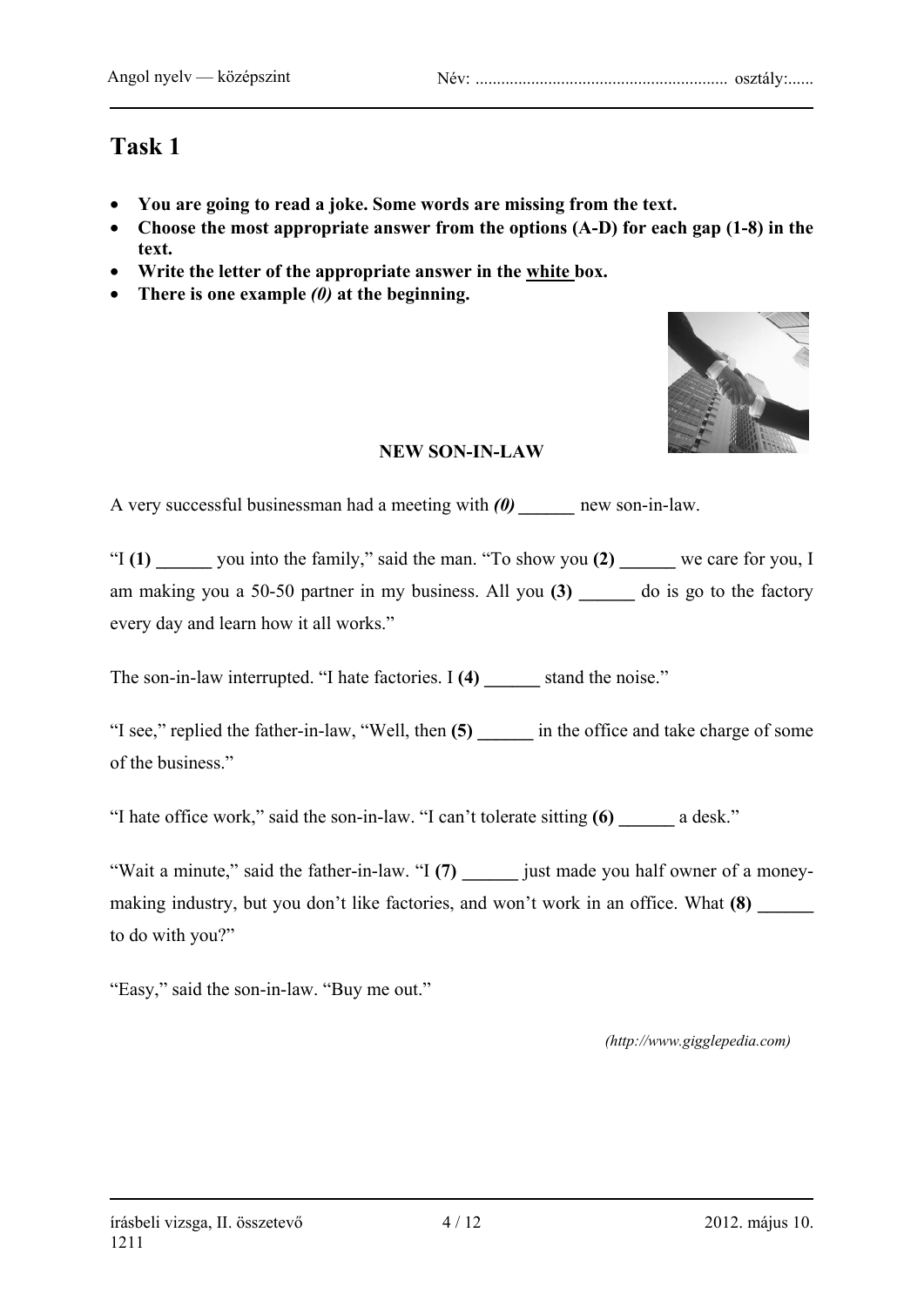# Task 1

- **You are going to read a joke. Some words are missing from the text.**
- **Choose the most appropriate answer from the options (A-D) for each gap (1-8) in the text.**
- **Write the letter of the appropriate answer in the white box.**
- **There is one example *(0)* at the beginning.**

**NEW SON-IN-LAW**

A very successful businessman had a meeting with ***(0)* ______** new son-in-law.

"I **(1) ______** you into the family," said the man. "To show you **(2) ______** we care for you, I am making you a 50-50 partner in my business. All you **(3) ______** do is go to the factory every day and learn how it all works."

The son-in-law interrupted. "I hate factories. I **(4) ______** stand the noise."

"I see," replied the father-in-law, "Well, then **(5) ______** in the office and take charge of some of the business."

"I hate office work," said the son-in-law. "I can't tolerate sitting **(6) ______** a desk."

"Wait a minute," said the father-in-law. "I **(7) ______** just made you half owner of a money-making industry, but you don't like factories, and won't work in an office. What **(8) ______** to do with you?"

"Easy," said the son-in-law. "Buy me out."

*(http://www.gigglepedia.com)*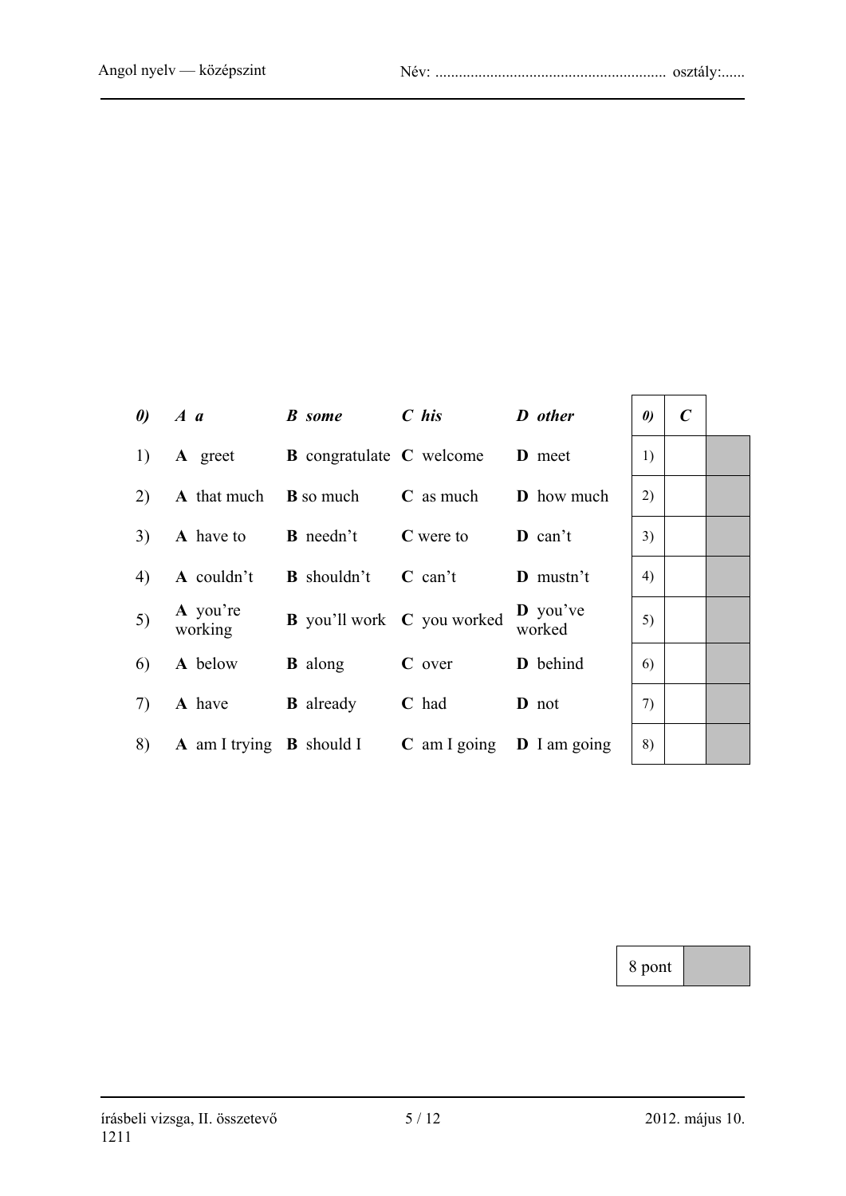| | A | B | C | D | | | |
|---|---|---|---|---|---|---|---|
| ***0)*** | ***A a*** | ***B some*** | ***C his*** | ***D other*** | ***0)*** | ***C*** | |
| 1) | **A** greet | **B** congratulate | **C** welcome | **D** meet | 1) | | |
| 2) | **A** that much | **B** so much | **C** as much | **D** how much | 2) | | |
| 3) | **A** have to | **B** needn't | **C** were to | **D** can't | 3) | | |
| 4) | **A** couldn't | **B** shouldn't | **C** can't | **D** mustn't | 4) | | |
| 5) | **A** you're working | **B** you'll work | **C** you worked | **D** you've worked | 5) | | |
| 6) | **A** below | **B** along | **C** over | **D** behind | 6) | | |
| 7) | **A** have | **B** already | **C** had | **D** not | 7) | | |
| 8) | **A** am I trying | **B** should I | **C** am I going | **D** I am going | 8) | | |

| 8 pont | |
|---|---|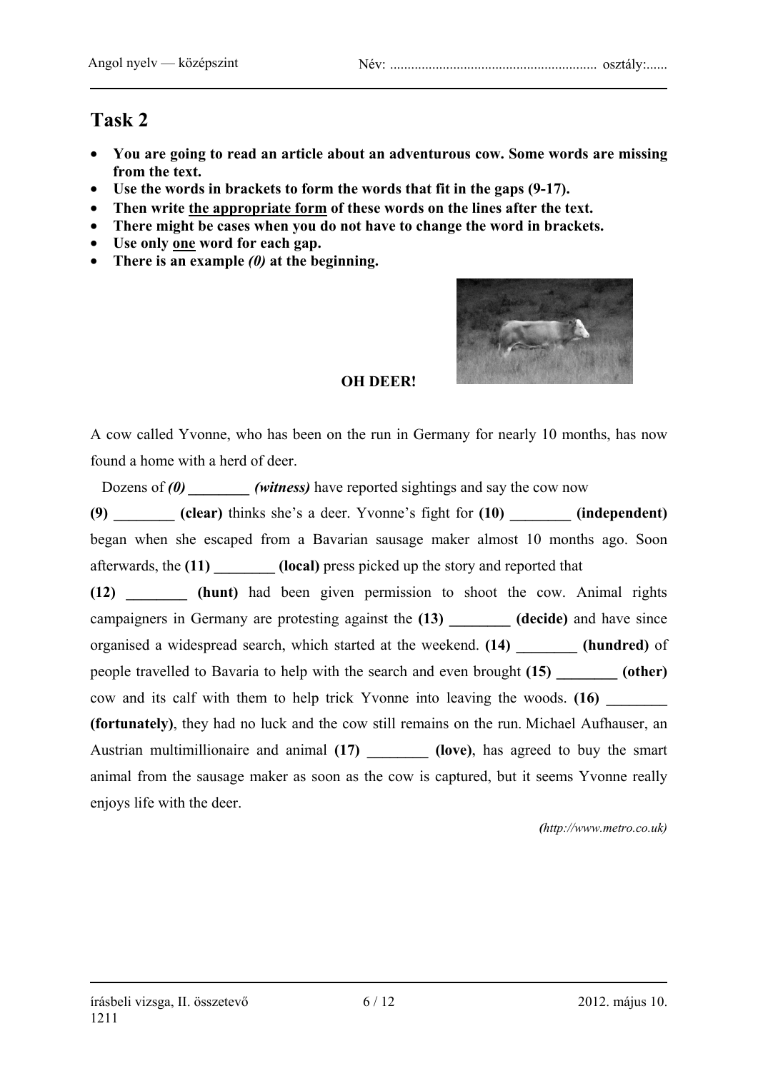# Task 2

- **You are going to read an article about an adventurous cow. Some words are missing from the text.**
- **Use the words in brackets to form the words that fit in the gaps (9-17).**
- **Then write the appropriate form of these words on the lines after the text.**
- **There might be cases when you do not have to change the word in brackets.**
- **Use only one word for each gap.**
- **There is an example *(0)* at the beginning.**

**OH DEER!**

A cow called Yvonne, who has been on the run in Germany for nearly 10 months, has now found a home with a herd of deer.

Dozens of ***(0)* ________ *(witness)*** have reported sightings and say the cow now **(9) ________ (clear)** thinks she's a deer. Yvonne's fight for **(10) ________ (independent)** began when she escaped from a Bavarian sausage maker almost 10 months ago. Soon afterwards, the **(11) ________ (local)** press picked up the story and reported that **(12) ________ (hunt)** had been given permission to shoot the cow. Animal rights campaigners in Germany are protesting against the **(13) ________ (decide)** and have since organised a widespread search, which started at the weekend. **(14) ________ (hundred)** of people travelled to Bavaria to help with the search and even brought **(15) ________ (other)** cow and its calf with them to help trick Yvonne into leaving the woods. **(16) ________ (fortunately)**, they had no luck and the cow still remains on the run. Michael Aufhauser, an Austrian multimillionaire and animal **(17) ________ (love)**, has agreed to buy the smart animal from the sausage maker as soon as the cow is captured, but it seems Yvonne really enjoys life with the deer.

*(http://www.metro.co.uk)*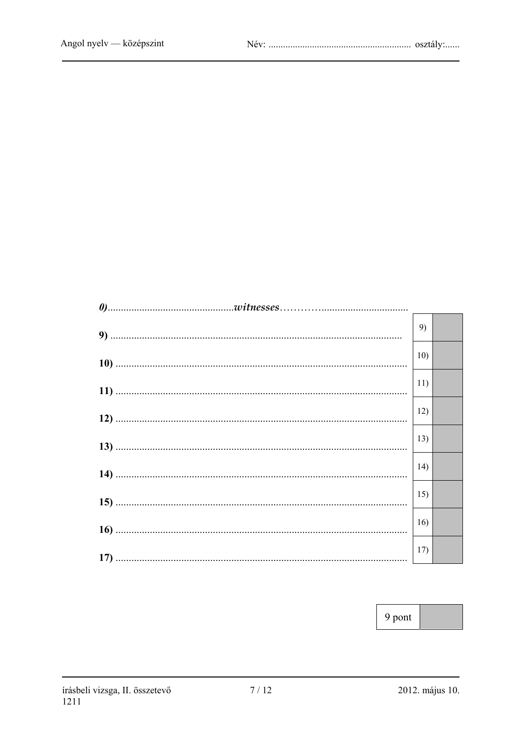*0)*................................................*witnesses*…………................................

| | | |
|---|---|---|
| **9)** .............................................................................................................. | 9) | |
| **10)** ............................................................................................................. | 10) | |
| **11)** ............................................................................................................. | 11) | |
| **12)** ............................................................................................................. | 12) | |
| **13)** ............................................................................................................. | 13) | |
| **14)** ............................................................................................................. | 14) | |
| **15)** ............................................................................................................. | 15) | |
| **16)** ............................................................................................................. | 16) | |
| **17)** ............................................................................................................. | 17) | |

| 9 pont | |
|---|---|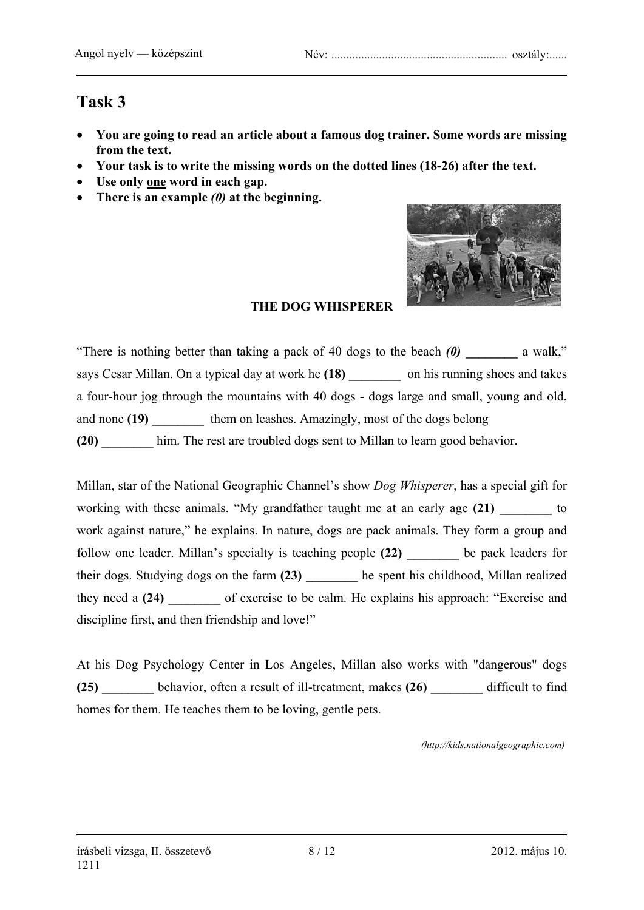# Task 3

- **You are going to read an article about a famous dog trainer. Some words are missing from the text.**
- **Your task is to write the missing words on the dotted lines (18-26) after the text.**
- **Use only one word in each gap.**
- **There is an example *(0)* at the beginning.**

**THE DOG WHISPERER**

"There is nothing better than taking a pack of 40 dogs to the beach ***(0)*** ________ a walk," says Cesar Millan. On a typical day at work he **(18)** ________ on his running shoes and takes a four-hour jog through the mountains with 40 dogs - dogs large and small, young and old, and none **(19)** ________ them on leashes. Amazingly, most of the dogs belong **(20)** ________ him. The rest are troubled dogs sent to Millan to learn good behavior.

Millan, star of the National Geographic Channel's show *Dog Whisperer*, has a special gift for working with these animals. "My grandfather taught me at an early age **(21)** ________ to work against nature," he explains. In nature, dogs are pack animals. They form a group and follow one leader. Millan's specialty is teaching people **(22)** ________ be pack leaders for their dogs. Studying dogs on the farm **(23)** ________ he spent his childhood, Millan realized they need a **(24)** ________ of exercise to be calm. He explains his approach: "Exercise and discipline first, and then friendship and love!"

At his Dog Psychology Center in Los Angeles, Millan also works with "dangerous" dogs **(25)** ________ behavior, often a result of ill-treatment, makes **(26)** ________ difficult to find homes for them. He teaches them to be loving, gentle pets.

*(http://kids.nationalgeographic.com)*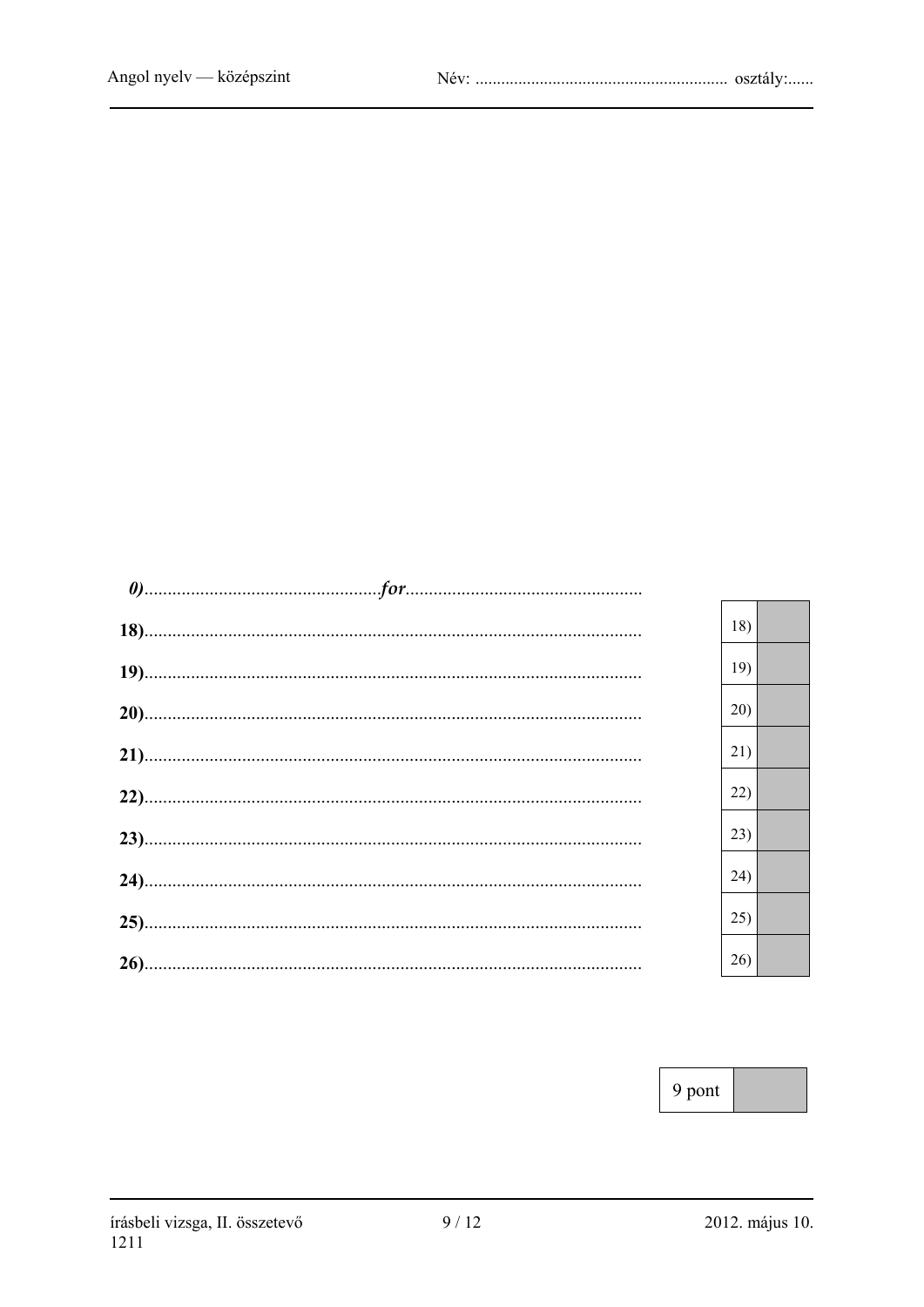*0)*...................................................*for*...................................................

**18)**..........................................................................................................

**19)**..........................................................................................................

**20)**..........................................................................................................

**21)**..........................................................................................................

**22)**..........................................................................................................

**23)**..........................................................................................................

**24)**..........................................................................................................

**25)**..........................................................................................................

**26)**..........................................................................................................

| | |
|---|---|
| 18) | |
| 19) | |
| 20) | |
| 21) | |
| 22) | |
| 23) | |
| 24) | |
| 25) | |
| 26) | |

| | |
|---|---|
| 9 pont | |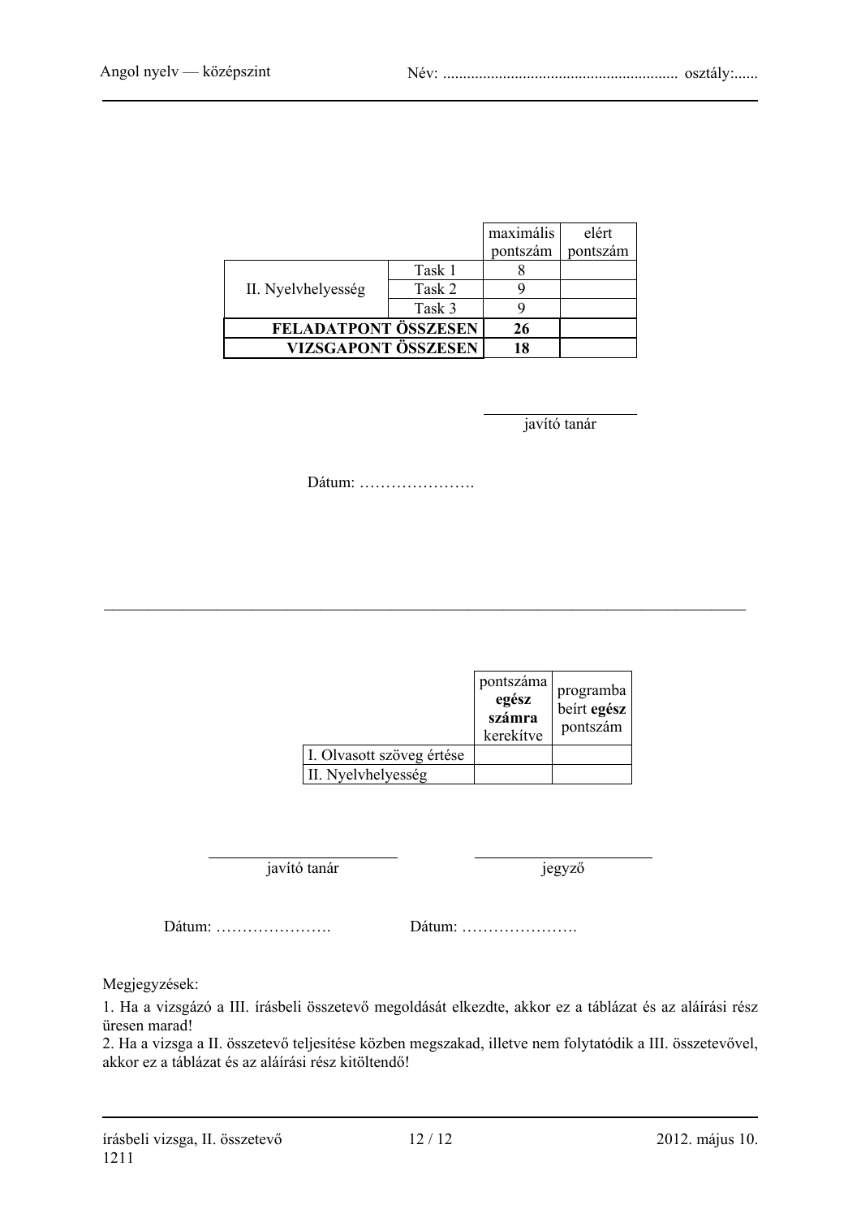| | | maximális pontszám | elért pontszám |
|---|---|---|---|
| II. Nyelvhelyesség | Task 1 | 8 | |
| | Task 2 | 9 | |
| | Task 3 | 9 | |
| **FELADATPONT ÖSSZESEN** | | **26** | |
| **VIZSGAPONT ÖSSZESEN** | | **18** | |

_____________________
javító tanár

Dátum: ………………….

---

| | pontszáma **egész számra** kerekítve | programba beírt **egész** pontszám |
|---|---|---|
| I. Olvasott szöveg értése | | |
| II. Nyelvhelyesség | | |

_____________________
javító tanár

_____________________
jegyző

Dátum: ………………….

Dátum: ………………….

Megjegyzések:

1. Ha a vizsgázó a III. írásbeli összetevő megoldását elkezdte, akkor ez a táblázat és az aláírási rész üresen marad!
2. Ha a vizsga a II. összetevő teljesítése közben megszakad, illetve nem folytatódik a III. összetevővel, akkor ez a táblázat és az aláírási rész kitöltendő!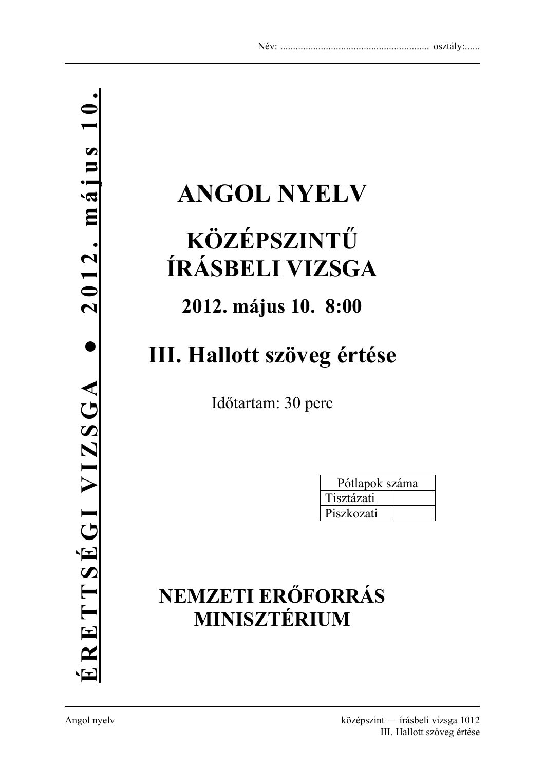Név: ........................................................... osztály:......

ÉRETTSÉGI VIZSGA • 2012. május 10.

# ANGOL NYELV

# KÖZÉPSZINTŰ ÍRÁSBELI VIZSGA

## 2012. május 10. 8:00

# III. Hallott szöveg értése

Időtartam: 30 perc

| Pótlapok száma | |
|---|---|
| Tisztázati | |
| Piszkozati | |

## NEMZETI ERŐFORRÁS MINISZTÉRIUM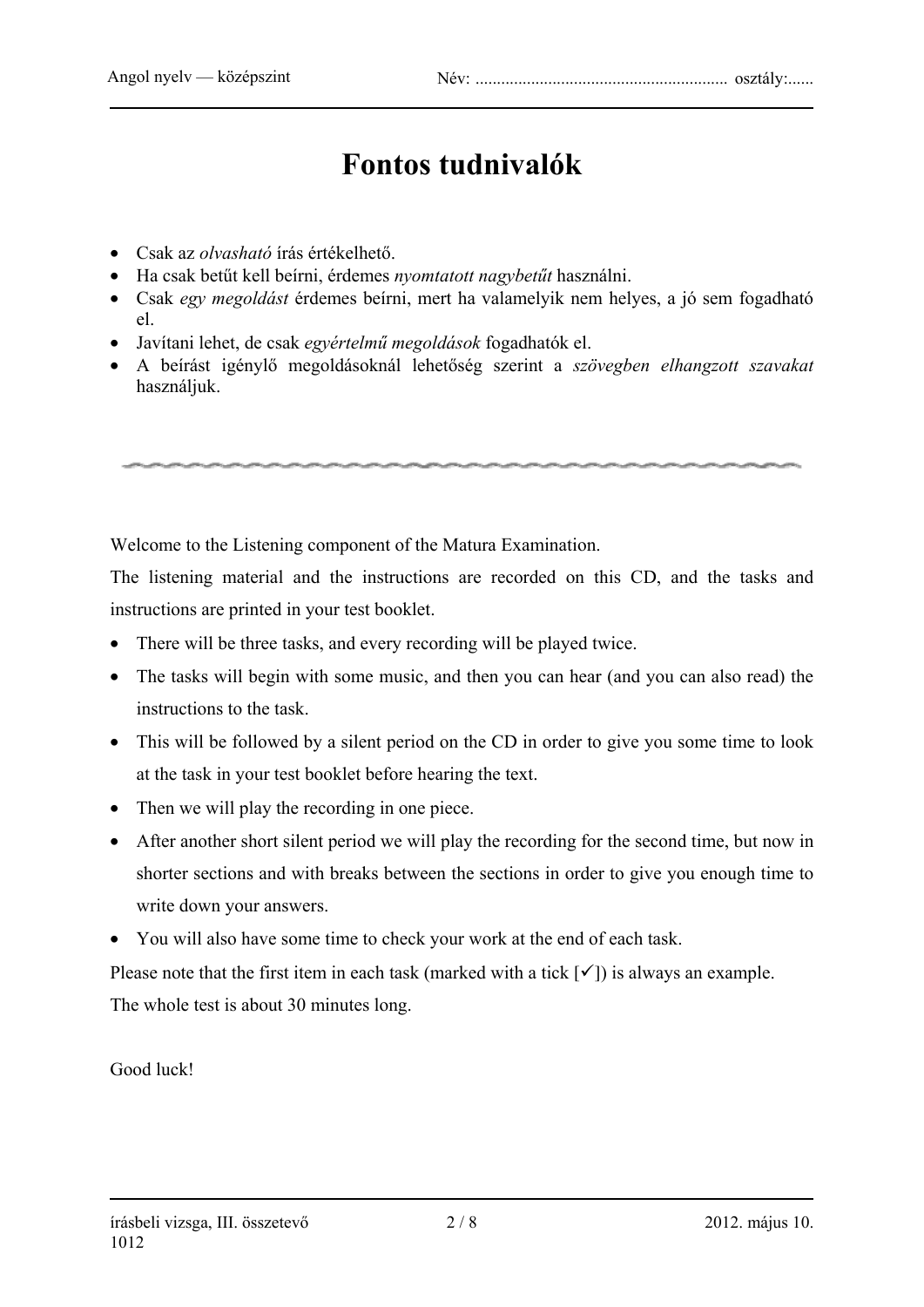# Fontos tudnivalók

- Csak az *olvasható* írás értékelhető.
- Ha csak betűt kell beírni, érdemes *nyomtatott nagybetűt* használni.
- Csak *egy megoldást* érdemes beírni, mert ha valamelyik nem helyes, a jó sem fogadható el.
- Javítani lehet, de csak *egyértelmű megoldások* fogadhatók el.
- A beírást igénylő megoldásoknál lehetőség szerint a *szövegben elhangzott szavakat* használjuk.

---

Welcome to the Listening component of the Matura Examination.

The listening material and the instructions are recorded on this CD, and the tasks and instructions are printed in your test booklet.

- There will be three tasks, and every recording will be played twice.
- The tasks will begin with some music, and then you can hear (and you can also read) the instructions to the task.
- This will be followed by a silent period on the CD in order to give you some time to look at the task in your test booklet before hearing the text.
- Then we will play the recording in one piece.
- After another short silent period we will play the recording for the second time, but now in shorter sections and with breaks between the sections in order to give you enough time to write down your answers.
- You will also have some time to check your work at the end of each task.

Please note that the first item in each task (marked with a tick [✓]) is always an example.

The whole test is about 30 minutes long.

Good luck!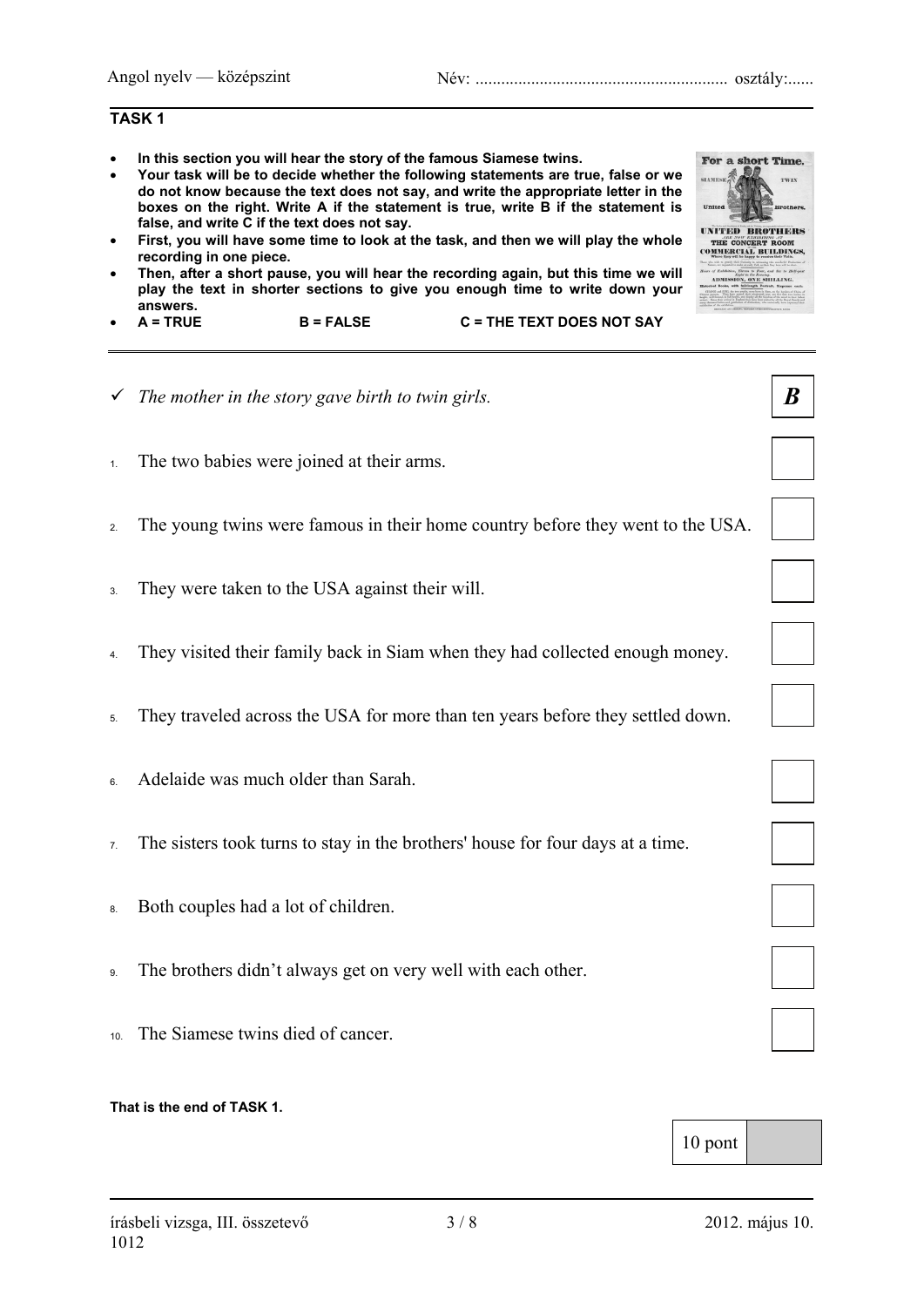## TASK 1

- **In this section you will hear the story of the famous Siamese twins.**
- **Your task will be to decide whether the following statements are true, false or we do not know because the text does not say, and write the appropriate letter in the boxes on the right. Write A if the statement is true, write B if the statement is false, and write C if the text does not say.**
- **First, you will have some time to look at the task, and then we will play the whole recording in one piece.**
- **Then, after a short pause, you will hear the recording again, but this time we will play the text in shorter sections to give you enough time to write down your answers.**
- **A = TRUE B = FALSE C = THE TEXT DOES NOT SAY**

---

✓ *The mother in the story gave birth to twin girls.* | ***B***

1. The two babies were joined at their arms. | ☐
2. The young twins were famous in their home country before they went to the USA. | ☐
3. They were taken to the USA against their will. | ☐
4. They visited their family back in Siam when they had collected enough money. | ☐
5. They traveled across the USA for more than ten years before they settled down. | ☐
6. Adelaide was much older than Sarah. | ☐
7. The sisters took turns to stay in the brothers' house for four days at a time. | ☐
8. Both couples had a lot of children. | ☐
9. The brothers didn't always get on very well with each other. | ☐
10. The Siamese twins died of cancer. | ☐

**That is the end of TASK 1.**

| 10 pont | |
|---|---|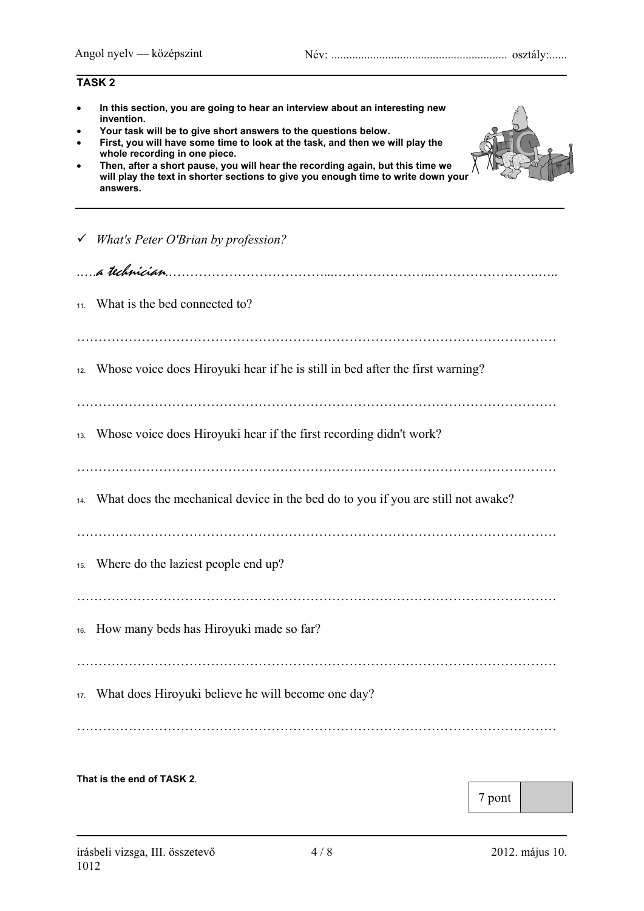## TASK 2

- **In this section, you are going to hear an interview about an interesting new invention.**
- **Your task will be to give short answers to the questions below.**
- **First, you will have some time to look at the task, and then we will play the whole recording in one piece.**
- **Then, after a short pause, you will hear the recording again, but this time we will play the text in shorter sections to give you enough time to write down your answers.**

✓ *What's Peter O'Brian by profession?*

…..*a technician*…………………………………………………………………………………

11. What is the bed connected to?

………………………………………………………………………………………………

12. Whose voice does Hiroyuki hear if he is still in bed after the first warning?

………………………………………………………………………………………………

13. Whose voice does Hiroyuki hear if the first recording didn't work?

………………………………………………………………………………………………

14. What does the mechanical device in the bed do to you if you are still not awake?

………………………………………………………………………………………………

15. Where do the laziest people end up?

………………………………………………………………………………………………

16. How many beds has Hiroyuki made so far?

………………………………………………………………………………………………

17. What does Hiroyuki believe he will become one day?

………………………………………………………………………………………………

**That is the end of TASK 2**.

| 7 pont | |
|---|---|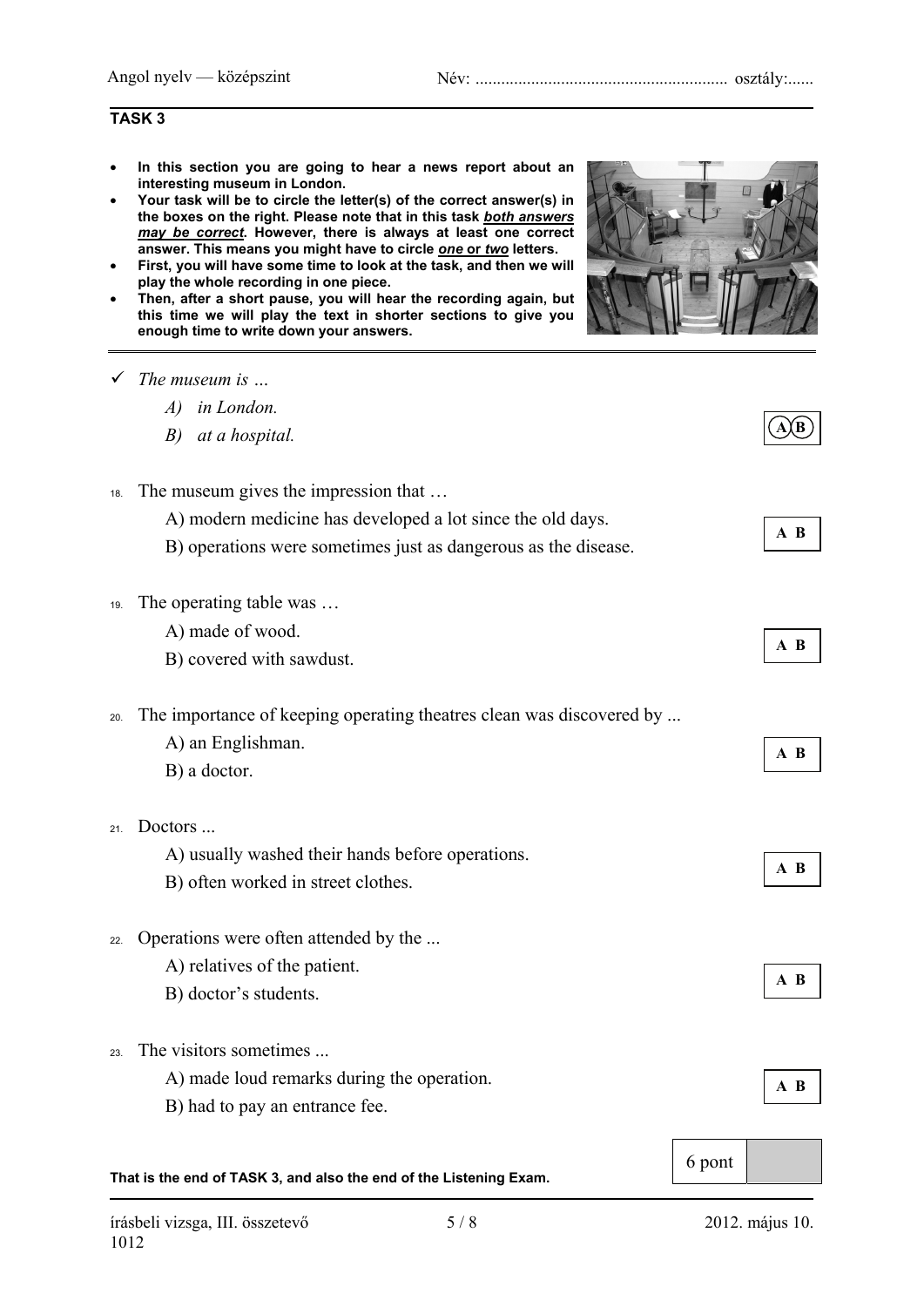## TASK 3

- **In this section you are going to hear a news report about an interesting museum in London.**
- **Your task will be to circle the letter(s) of the correct answer(s) in the boxes on the right. Please note that in this task *both answers may be correct*. However, there is always at least one correct answer. This means you might have to circle *one* or *two* letters.**
- **First, you will have some time to look at the task, and then we will play the whole recording in one piece.**
- **Then, after a short pause, you will hear the recording again, but this time we will play the text in shorter sections to give you enough time to write down your answers.**

✓ *The museum is …*

*A) in London.*

*B) at a hospital.*

**(A)(B)**

18. The museum gives the impression that …
    A) modern medicine has developed a lot since the old days.
    B) operations were sometimes just as dangerous as the disease.

    **A B**

19. The operating table was …
    A) made of wood.
    B) covered with sawdust.

    **A B**

20. The importance of keeping operating theatres clean was discovered by ...
    A) an Englishman.
    B) a doctor.

    **A B**

21. Doctors ...
    A) usually washed their hands before operations.
    B) often worked in street clothes.

    **A B**

22. Operations were often attended by the ...
    A) relatives of the patient.
    B) doctor's students.

    **A B**

23. The visitors sometimes ...
    A) made loud remarks during the operation.
    B) had to pay an entrance fee.

    **A B**

| 6 pont | |
|---|---|

**That is the end of TASK 3, and also the end of the Listening Exam.**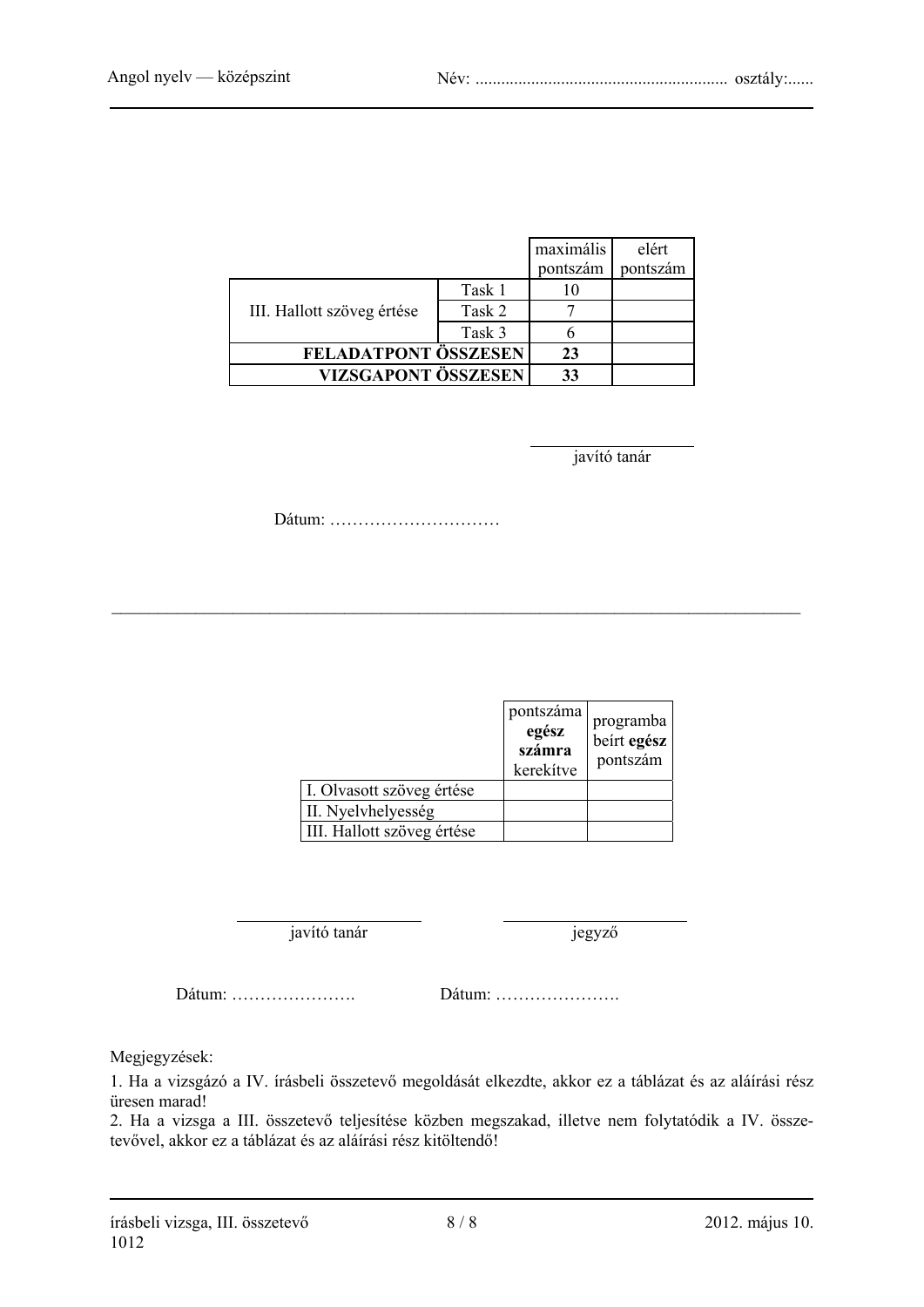| | | maximális pontszám | elért pontszám |
|---|---|---|---|
| III. Hallott szöveg értése | Task 1 | 10 | |
| | Task 2 | 7 | |
| | Task 3 | 6 | |
| **FELADATPONT ÖSSZESEN** | | **23** | |
| **VIZSGAPONT ÖSSZESEN** | | **33** | |

javító tanár

Dátum: …………………………

---

| | pontszáma **egész számra** kerekítve | programba beírt **egész** pontszám |
|---|---|---|
| I. Olvasott szöveg értése | | |
| II. Nyelvhelyesség | | |
| III. Hallott szöveg értése | | |

javító tanár    jegyző

Dátum: ………………….    Dátum: ………………….

Megjegyzések:

1. Ha a vizsgázó a IV. írásbeli összetevő megoldását elkezdte, akkor ez a táblázat és az aláírási rész üresen marad!
2. Ha a vizsga a III. összetevő teljesítése közben megszakad, illetve nem folytatódik a IV. összetevővel, akkor ez a táblázat és az aláírási rész kitöltendő!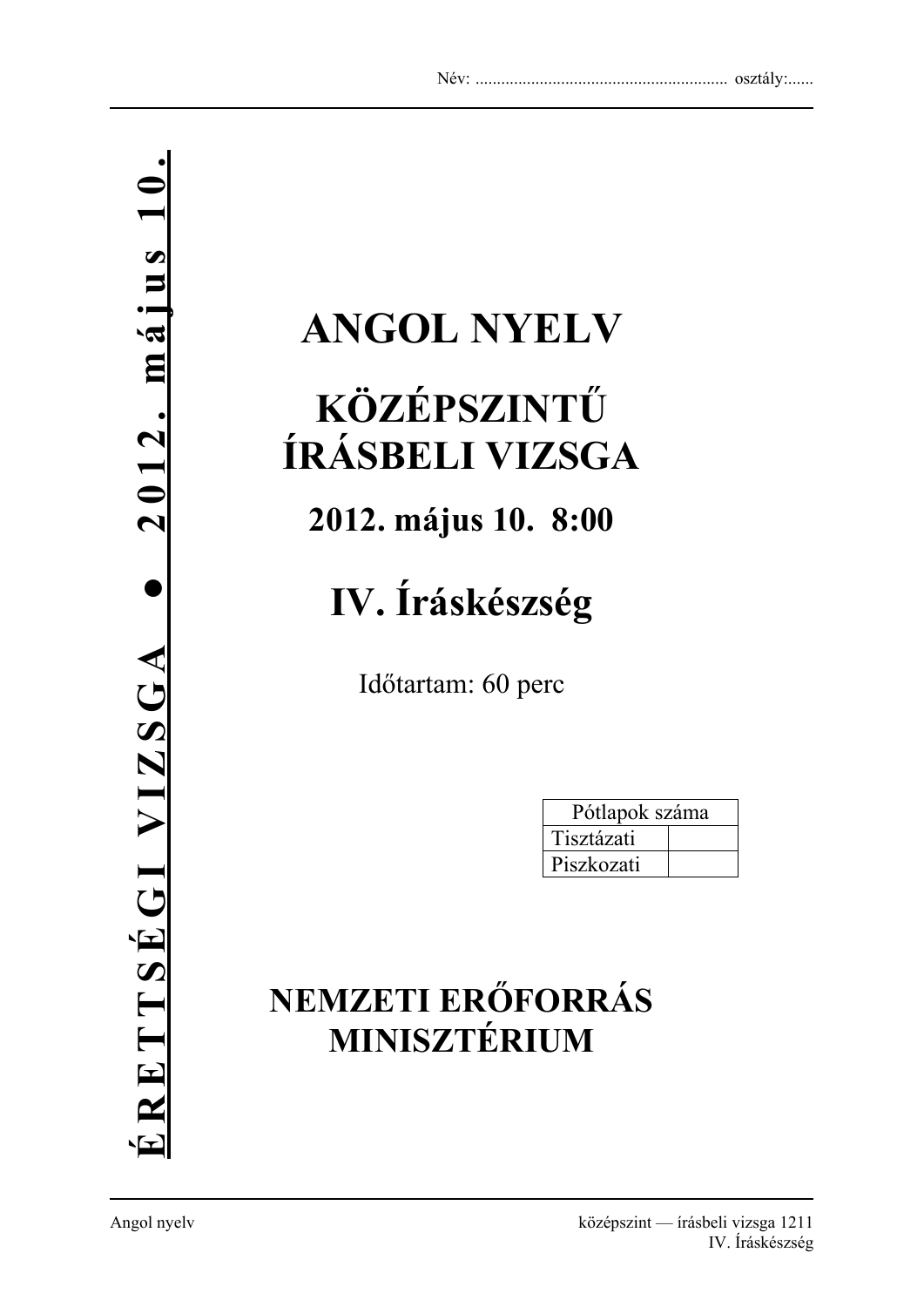Név: ........................................................... osztály:......

**ÉRETTSÉGI VIZSGA • 2012. május 10.**

# ANGOL NYELV

## KÖZÉPSZINTŰ ÍRÁSBELI VIZSGA

## 2012. május 10. 8:00

# IV. Íráskészség

Időtartam: 60 perc

| Pótlapok száma | |
|---|---|
| Tisztázati | |
| Piszkozati | |

## NEMZETI ERŐFORRÁS MINISZTÉRIUM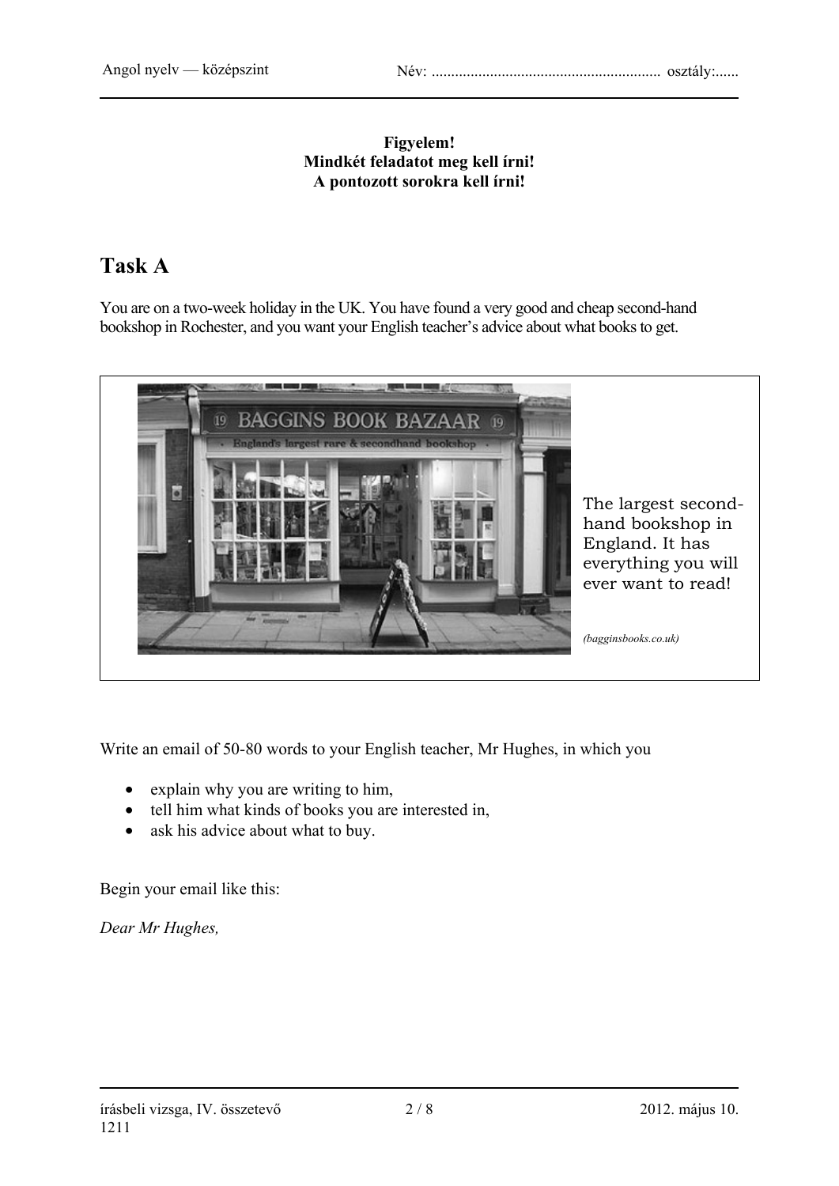**Figyelem!**
**Mindkét feladatot meg kell írni!**
**A pontozott sorokra kell írni!**

# Task A

You are on a two-week holiday in the UK. You have found a very good and cheap second-hand bookshop in Rochester, and you want your English teacher's advice about what books to get.

The largest second-hand bookshop in England. It has everything you will ever want to read!

*(bagginsbooks.co.uk)*

Write an email of 50-80 words to your English teacher, Mr Hughes, in which you

- explain why you are writing to him,
- tell him what kinds of books you are interested in,
- ask his advice about what to buy.

Begin your email like this:

*Dear Mr Hughes,*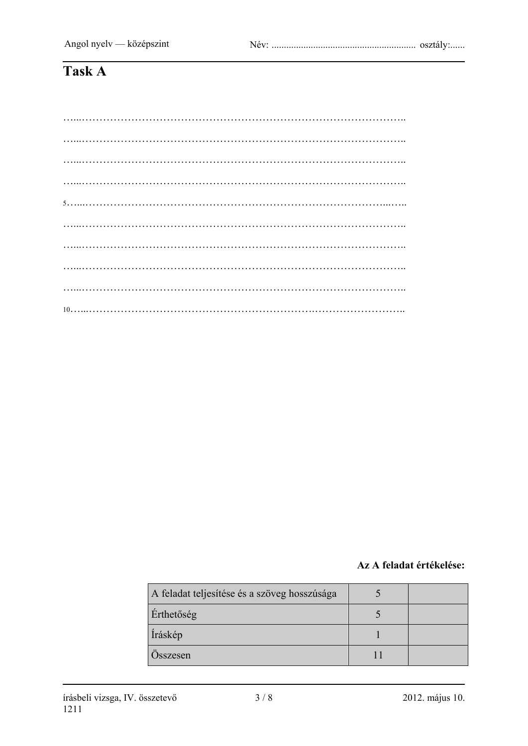# Task A

…...……………………………………………………………………………..

…...……………………………………………………………………………..

…...……………………………………………………………………………..

…...……………………………………………………………………………..

5…...…………………………………………………………………………...…..

…...……………………………………………………………………………..

…...……………………………………………………………………………..

…...……………………………………………………………………………..

…...……………………………………………………………………………..

10…...……………………………………………………………………………..

**Az A feladat értékelése:**

| | | |
|---|---|---|
| A feladat teljesítése és a szöveg hosszúsága | 5 | |
| Érthetőség | 5 | |
| Íráskép | 1 | |
| Összesen | 11 | |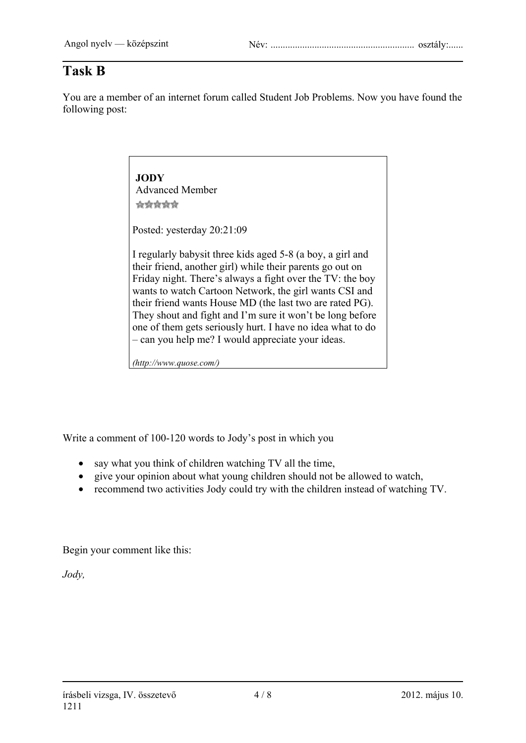## Task B

You are a member of an internet forum called Student Job Problems. Now you have found the following post:

> **JODY**
> Advanced Member
> ★★★★★
>
> Posted: yesterday 20:21:09
>
> I regularly babysit three kids aged 5-8 (a boy, a girl and their friend, another girl) while their parents go out on Friday night. There's always a fight over the TV: the boy wants to watch Cartoon Network, the girl wants CSI and their friend wants House MD (the last two are rated PG). They shout and fight and I'm sure it won't be long before one of them gets seriously hurt. I have no idea what to do – can you help me? I would appreciate your ideas.
>
> *(http://www.quose.com/)*

Write a comment of 100-120 words to Jody's post in which you

- say what you think of children watching TV all the time,
- give your opinion about what young children should not be allowed to watch,
- recommend two activities Jody could try with the children instead of watching TV.

Begin your comment like this:

*Jody,*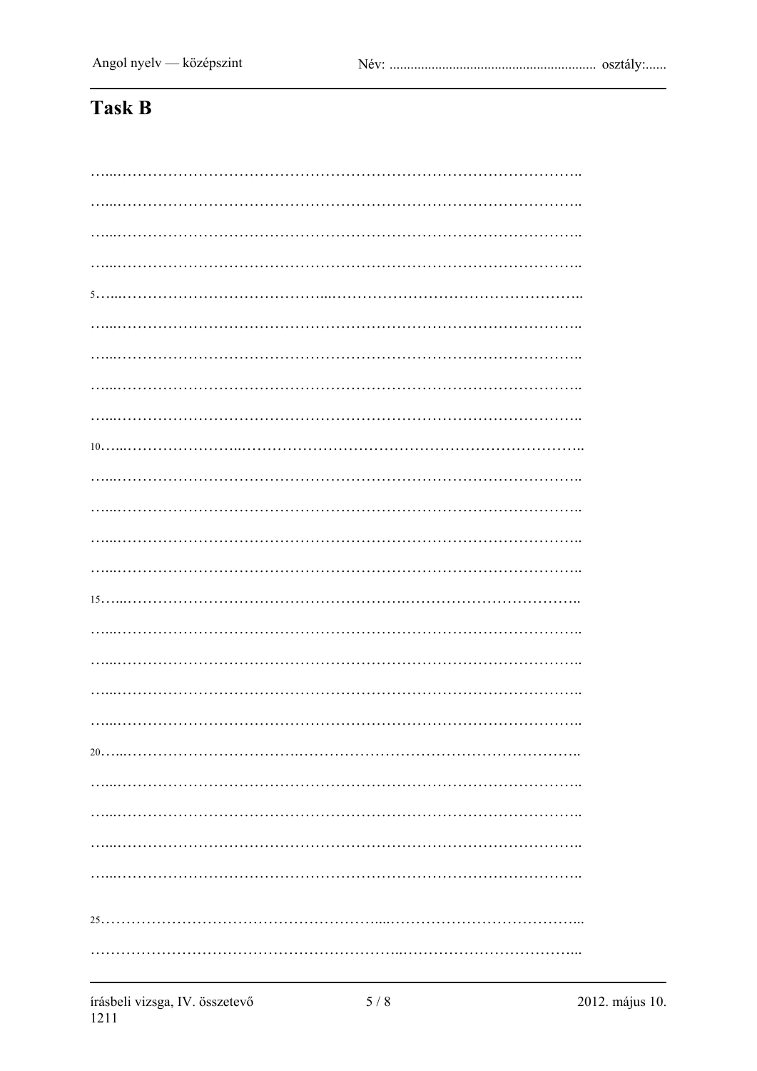# Task B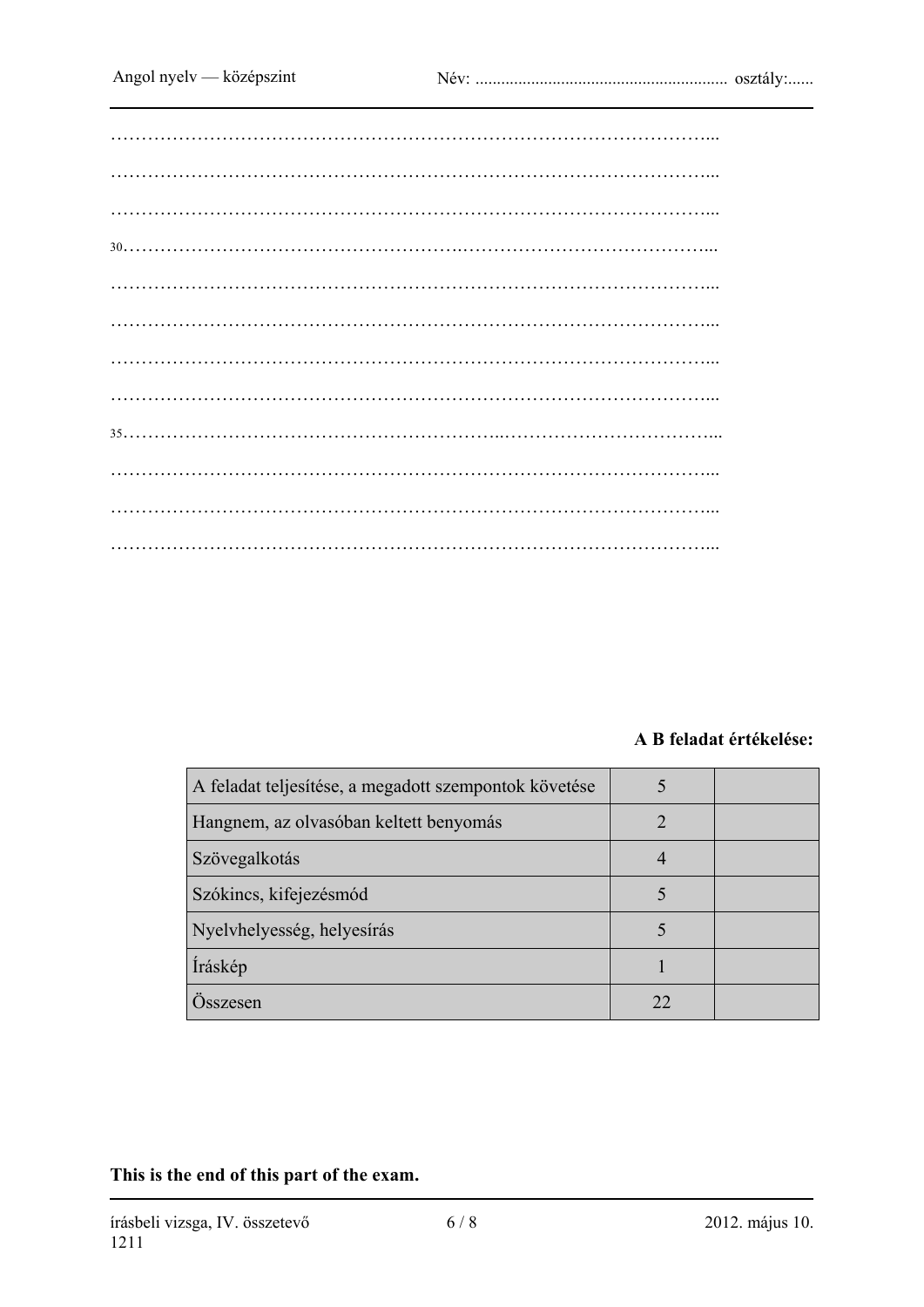……………………………………………………………………………………...

……………………………………………………………………………………...

……………………………………………………………………………………...

30……………………………………………………………………………………...

……………………………………………………………………………………...

……………………………………………………………………………………...

……………………………………………………………………………………...

……………………………………………………………………………………...

35……………………………………………………………………………………...

……………………………………………………………………………………...

……………………………………………………………………………………...

……………………………………………………………………………………...

**A B feladat értékelése:**

| | | |
|---|---|---|
| A feladat teljesítése, a megadott szempontok követése | 5 | |
| Hangnem, az olvasóban keltett benyomás | 2 | |
| Szövegalkotás | 4 | |
| Szókincs, kifejezésmód | 5 | |
| Nyelvhelyesség, helyesírás | 5 | |
| Íráskép | 1 | |
| Összesen | 22 | |

**This is the end of this part of the exam.**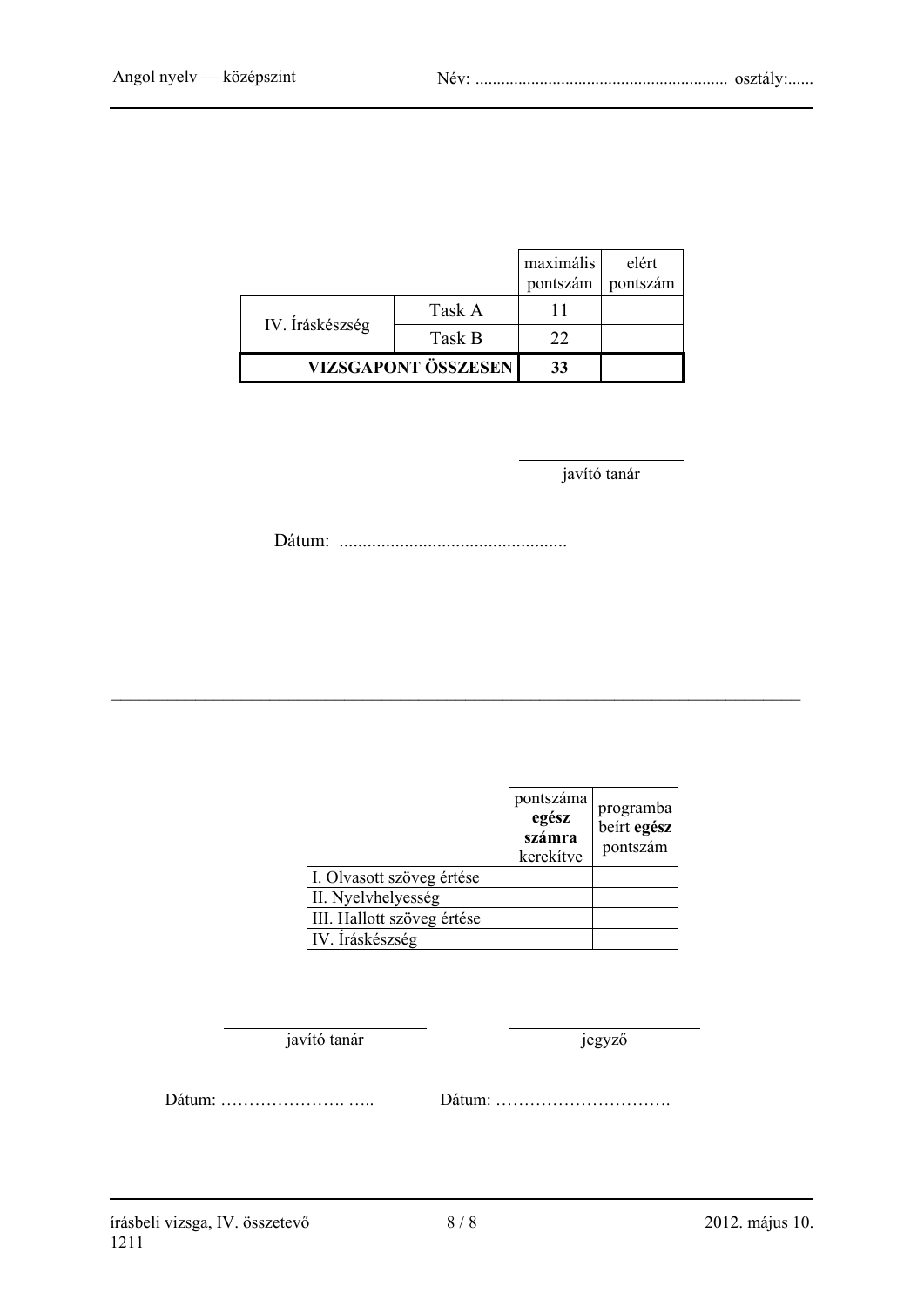| | | maximális pontszám | elért pontszám |
|---|---|---|---|
| IV. Íráskészség | Task A | 11 | |
| | Task B | 22 | |
| **VIZSGAPONT ÖSSZESEN** | | **33** | |

javító tanár

Dátum: .................................................

---

| | pontszáma **egész számra** kerekítve | programba beírt **egész** pontszám |
|---|---|---|
| I. Olvasott szöveg értése | | |
| II. Nyelvhelyesség | | |
| III. Hallott szöveg értése | | |
| IV. Íráskészség | | |

javító tanár

jegyző

Dátum: …………………. …..

Dátum: ………………………….